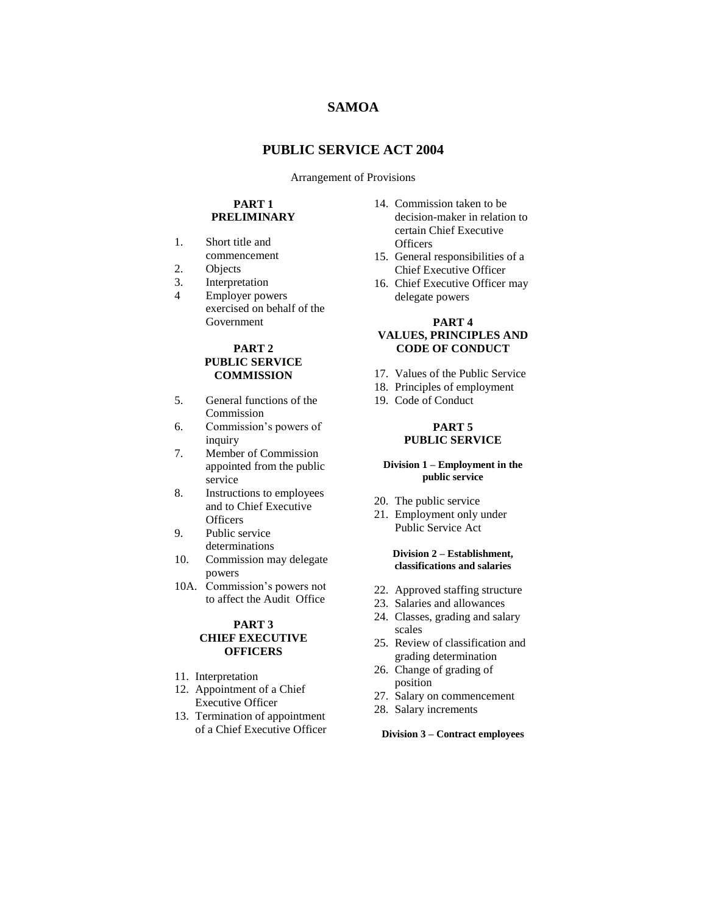# SAMOA

## PUBLIC SERVICE ACT 2004

Arrangement of Provisions

### PART 1
### PRELIMINARY

1. Short title and commencement
2. Objects
3. Interpretation
4 Employer powers exercised on behalf of the Government

### PART 2
### PUBLIC SERVICE COMMISSION

5. General functions of the Commission
6. Commission's powers of inquiry
7. Member of Commission appointed from the public service
8. Instructions to employees and to Chief Executive Officers
9. Public service determinations
10. Commission may delegate powers

10A. Commission's powers not to affect the Audit Office

### PART 3
### CHIEF EXECUTIVE OFFICERS

11. Interpretation
12. Appointment of a Chief Executive Officer
13. Termination of appointment of a Chief Executive Officer
14. Commission taken to be decision-maker in relation to certain Chief Executive Officers
15. General responsibilities of a Chief Executive Officer
16. Chief Executive Officer may delegate powers

### PART 4
### VALUES, PRINCIPLES AND CODE OF CONDUCT

17. Values of the Public Service
18. Principles of employment
19. Code of Conduct

### PART 5
### PUBLIC SERVICE

#### Division 1 – Employment in the public service

20. The public service
21. Employment only under Public Service Act

#### Division 2 – Establishment, classifications and salaries

22. Approved staffing structure
23. Salaries and allowances
24. Classes, grading and salary scales
25. Review of classification and grading determination
26. Change of grading of position
27. Salary on commencement
28. Salary increments

#### Division 3 – Contract employees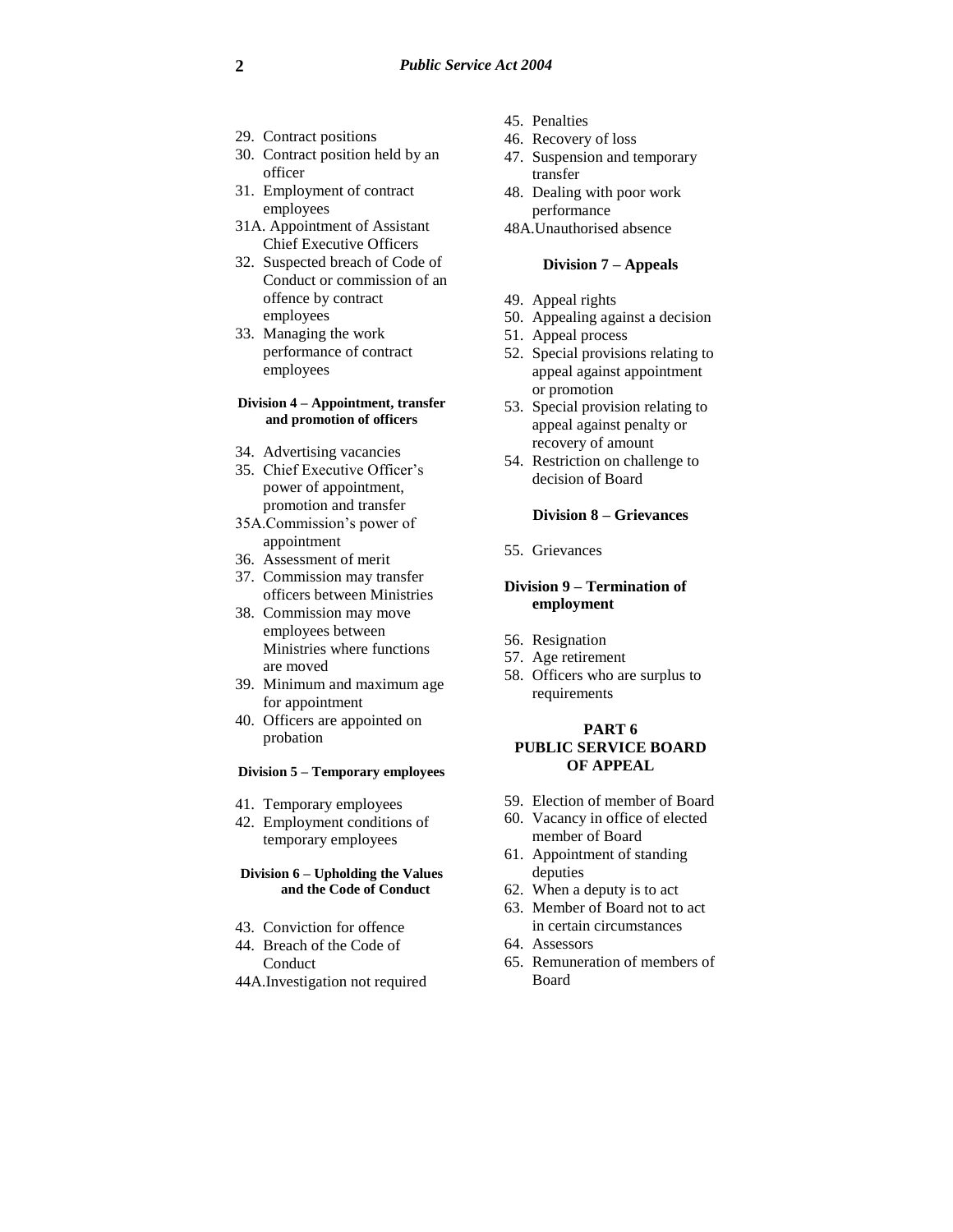29. Contract positions
30. Contract position held by an officer
31. Employment of contract employees
31A. Appointment of Assistant Chief Executive Officers
32. Suspected breach of Code of Conduct or commission of an offence by contract employees
33. Managing the work performance of contract employees

#### Division 4 – Appointment, transfer and promotion of officers

34. Advertising vacancies
35. Chief Executive Officer's power of appointment, promotion and transfer
35A. Commission's power of appointment
36. Assessment of merit
37. Commission may transfer officers between Ministries
38. Commission may move employees between Ministries where functions are moved
39. Minimum and maximum age for appointment
40. Officers are appointed on probation

#### Division 5 – Temporary employees

41. Temporary employees
42. Employment conditions of temporary employees

#### Division 6 – Upholding the Values and the Code of Conduct

43. Conviction for offence
44. Breach of the Code of Conduct
44A. Investigation not required
45. Penalties
46. Recovery of loss
47. Suspension and temporary transfer
48. Dealing with poor work performance
48A. Unauthorised absence

#### Division 7 – Appeals

49. Appeal rights
50. Appealing against a decision
51. Appeal process
52. Special provisions relating to appeal against appointment or promotion
53. Special provision relating to appeal against penalty or recovery of amount
54. Restriction on challenge to decision of Board

#### Division 8 – Grievances

55. Grievances

#### Division 9 – Termination of employment

56. Resignation
57. Age retirement
58. Officers who are surplus to requirements

### PART 6
### PUBLIC SERVICE BOARD OF APPEAL

59. Election of member of Board
60. Vacancy in office of elected member of Board
61. Appointment of standing deputies
62. When a deputy is to act
63. Member of Board not to act in certain circumstances
64. Assessors
65. Remuneration of members of Board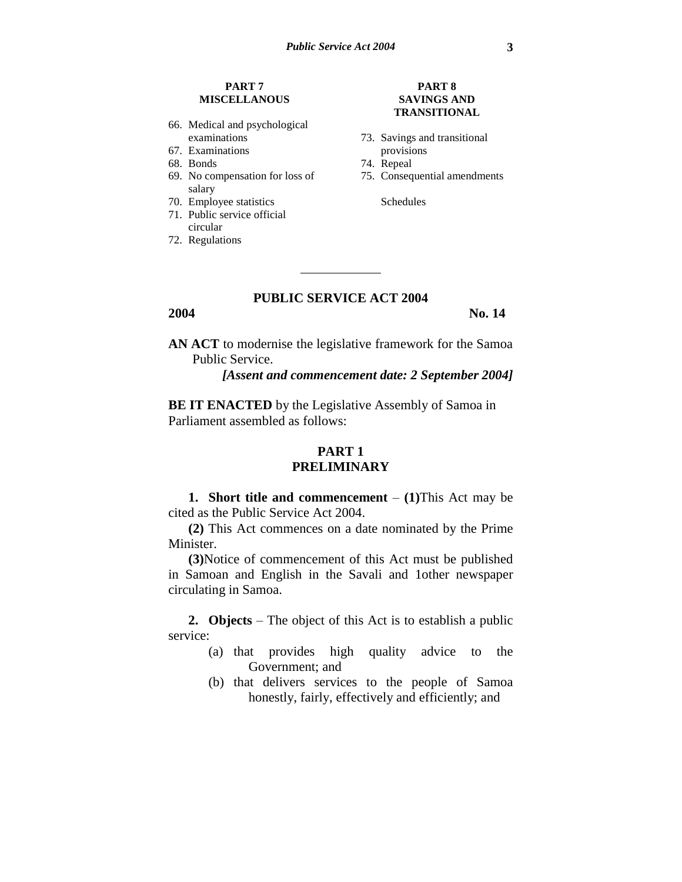**PART 7**
**MISCELLANOUS**

66. Medical and psychological examinations
67. Examinations
68. Bonds
69. No compensation for loss of salary
70. Employee statistics
71. Public service official circular
72. Regulations

**PART 8**
**SAVINGS AND TRANSITIONAL**

73. Savings and transitional provisions
74. Repeal
75. Consequential amendments

Schedules

---

# PUBLIC SERVICE ACT 2004

**2004** **No. 14**

**AN ACT** to modernise the legislative framework for the Samoa Public Service.

***[Assent and commencement date: 2 September 2004]***

**BE IT ENACTED** by the Legislative Assembly of Samoa in Parliament assembled as follows:

## PART 1
## PRELIMINARY

**1. Short title and commencement** – **(1)**This Act may be cited as the Public Service Act 2004.

**(2)** This Act commences on a date nominated by the Prime Minister.

**(3)**Notice of commencement of this Act must be published in Samoan and English in the Savali and 1other newspaper circulating in Samoa.

**2. Objects** – The object of this Act is to establish a public service:

(a) that provides high quality advice to the Government; and

(b) that delivers services to the people of Samoa honestly, fairly, effectively and efficiently; and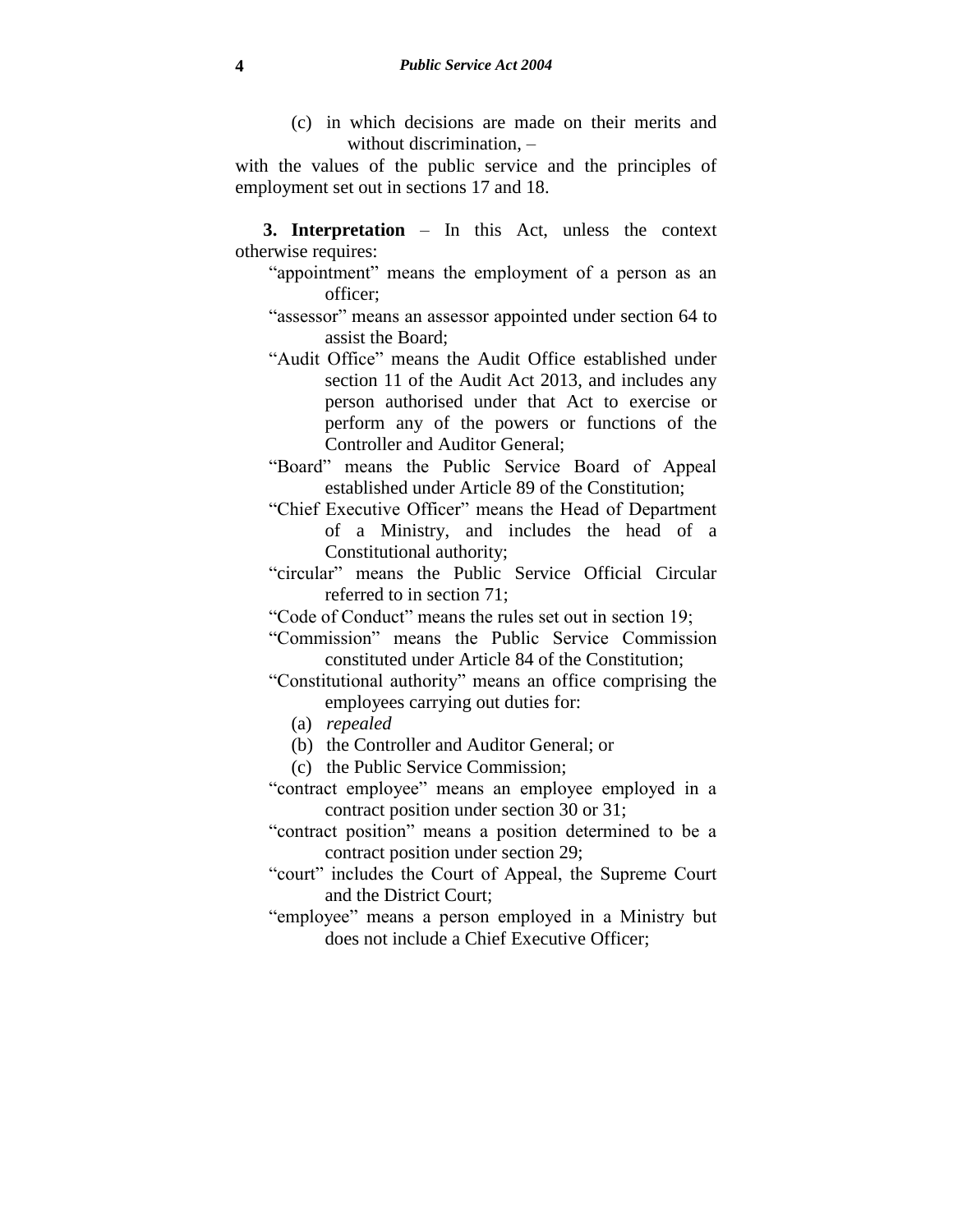(c) in which decisions are made on their merits and without discrimination, –

with the values of the public service and the principles of employment set out in sections 17 and 18.

**3. Interpretation** – In this Act, unless the context otherwise requires:

"appointment" means the employment of a person as an officer;

"assessor" means an assessor appointed under section 64 to assist the Board;

"Audit Office" means the Audit Office established under section 11 of the Audit Act 2013, and includes any person authorised under that Act to exercise or perform any of the powers or functions of the Controller and Auditor General;

"Board" means the Public Service Board of Appeal established under Article 89 of the Constitution;

"Chief Executive Officer" means the Head of Department of a Ministry, and includes the head of a Constitutional authority;

"circular" means the Public Service Official Circular referred to in section 71;

"Code of Conduct" means the rules set out in section 19;

"Commission" means the Public Service Commission constituted under Article 84 of the Constitution;

"Constitutional authority" means an office comprising the employees carrying out duties for:

(a) *repealed*

(b) the Controller and Auditor General; or

(c) the Public Service Commission;

"contract employee" means an employee employed in a contract position under section 30 or 31;

"contract position" means a position determined to be a contract position under section 29;

"court" includes the Court of Appeal, the Supreme Court and the District Court;

"employee" means a person employed in a Ministry but does not include a Chief Executive Officer;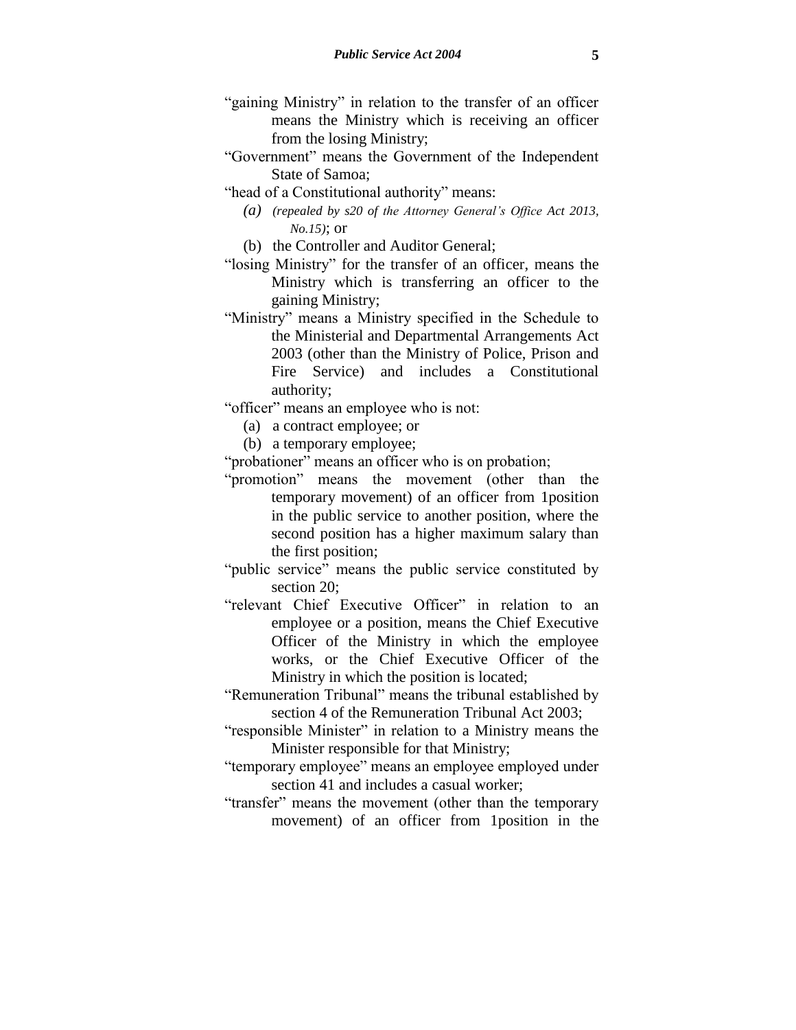"gaining Ministry" in relation to the transfer of an officer means the Ministry which is receiving an officer from the losing Ministry;

"Government" means the Government of the Independent State of Samoa;

"head of a Constitutional authority" means:

- *(a) (repealed by s20 of the Attorney General's Office Act 2013, No.15)*; or
- (b) the Controller and Auditor General;

"losing Ministry" for the transfer of an officer, means the Ministry which is transferring an officer to the gaining Ministry;

"Ministry" means a Ministry specified in the Schedule to the Ministerial and Departmental Arrangements Act 2003 (other than the Ministry of Police, Prison and Fire Service) and includes a Constitutional authority;

"officer" means an employee who is not:

- (a) a contract employee; or
- (b) a temporary employee;

"probationer" means an officer who is on probation;

"promotion" means the movement (other than the temporary movement) of an officer from 1position in the public service to another position, where the second position has a higher maximum salary than the first position;

"public service" means the public service constituted by section 20;

"relevant Chief Executive Officer" in relation to an employee or a position, means the Chief Executive Officer of the Ministry in which the employee works, or the Chief Executive Officer of the Ministry in which the position is located;

"Remuneration Tribunal" means the tribunal established by section 4 of the Remuneration Tribunal Act 2003;

"responsible Minister" in relation to a Ministry means the Minister responsible for that Ministry;

"temporary employee" means an employee employed under section 41 and includes a casual worker;

"transfer" means the movement (other than the temporary movement) of an officer from 1position in the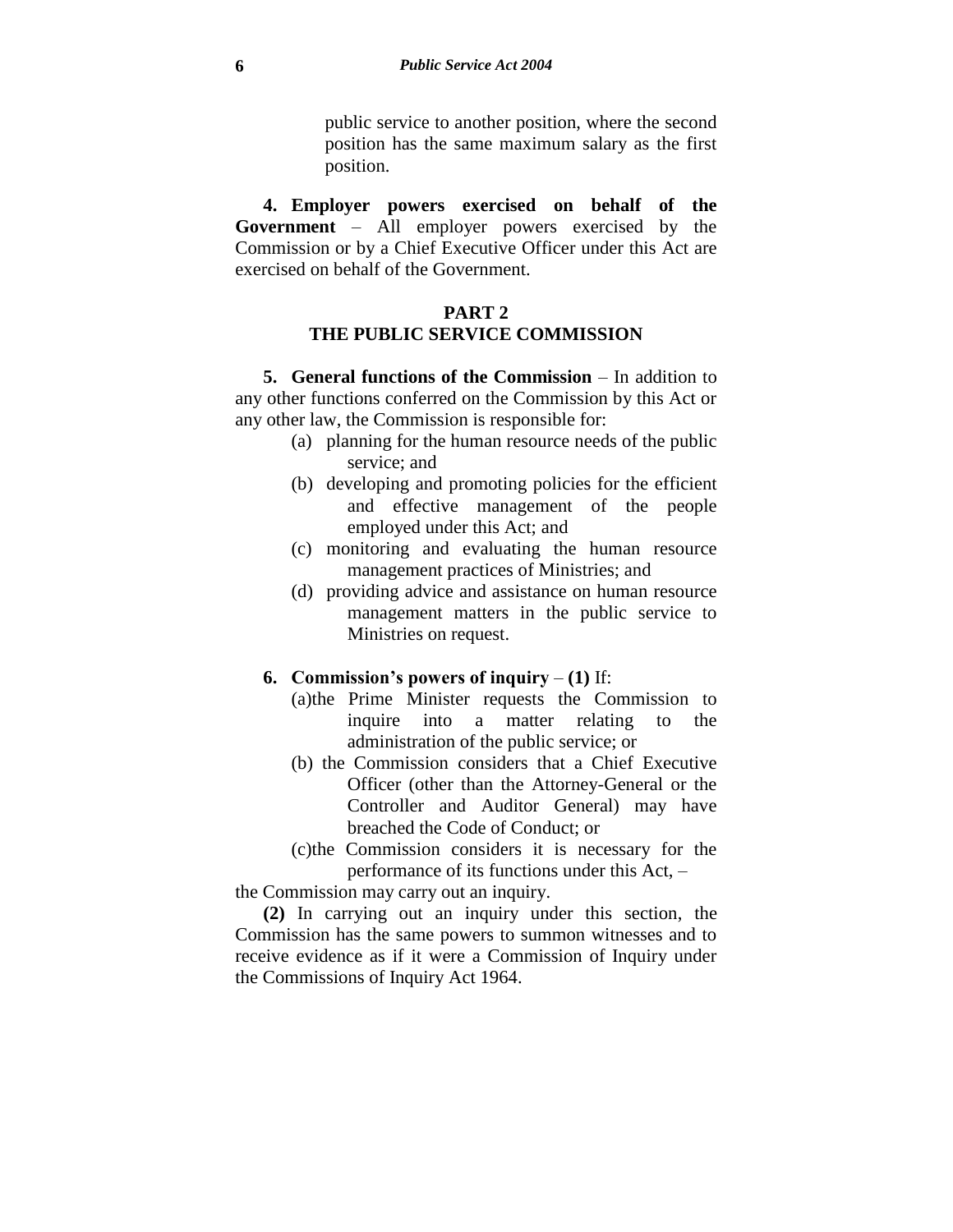public service to another position, where the second position has the same maximum salary as the first position.

**4. Employer powers exercised on behalf of the Government** – All employer powers exercised by the Commission or by a Chief Executive Officer under this Act are exercised on behalf of the Government.

## PART 2
## THE PUBLIC SERVICE COMMISSION

**5. General functions of the Commission** – In addition to any other functions conferred on the Commission by this Act or any other law, the Commission is responsible for:

(a) planning for the human resource needs of the public service; and

(b) developing and promoting policies for the efficient and effective management of the people employed under this Act; and

(c) monitoring and evaluating the human resource management practices of Ministries; and

(d) providing advice and assistance on human resource management matters in the public service to Ministries on request.

**6. Commission's powers of inquiry** – **(1)** If:

(a) the Prime Minister requests the Commission to inquire into a matter relating to the administration of the public service; or

(b) the Commission considers that a Chief Executive Officer (other than the Attorney-General or the Controller and Auditor General) may have breached the Code of Conduct; or

(c) the Commission considers it is necessary for the performance of its functions under this Act, –

the Commission may carry out an inquiry.

**(2)** In carrying out an inquiry under this section, the Commission has the same powers to summon witnesses and to receive evidence as if it were a Commission of Inquiry under the Commissions of Inquiry Act 1964.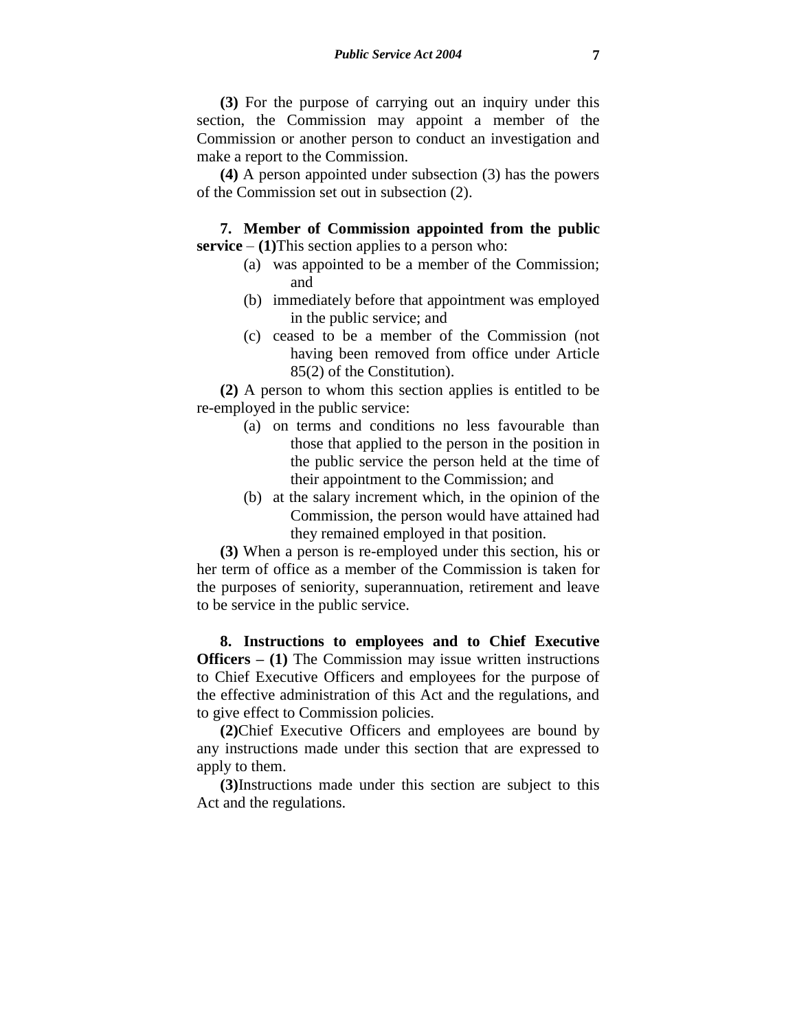**(3)** For the purpose of carrying out an inquiry under this section, the Commission may appoint a member of the Commission or another person to conduct an investigation and make a report to the Commission.

**(4)** A person appointed under subsection (3) has the powers of the Commission set out in subsection (2).

**7. Member of Commission appointed from the public service** – **(1)**This section applies to a person who:

- (a) was appointed to be a member of the Commission; and
- (b) immediately before that appointment was employed in the public service; and
- (c) ceased to be a member of the Commission (not having been removed from office under Article 85(2) of the Constitution).

**(2)** A person to whom this section applies is entitled to be re-employed in the public service:

- (a) on terms and conditions no less favourable than those that applied to the person in the position in the public service the person held at the time of their appointment to the Commission; and
- (b) at the salary increment which, in the opinion of the Commission, the person would have attained had they remained employed in that position.

**(3)** When a person is re-employed under this section, his or her term of office as a member of the Commission is taken for the purposes of seniority, superannuation, retirement and leave to be service in the public service.

**8. Instructions to employees and to Chief Executive Officers – (1)** The Commission may issue written instructions to Chief Executive Officers and employees for the purpose of the effective administration of this Act and the regulations, and to give effect to Commission policies.

**(2)**Chief Executive Officers and employees are bound by any instructions made under this section that are expressed to apply to them.

**(3)**Instructions made under this section are subject to this Act and the regulations.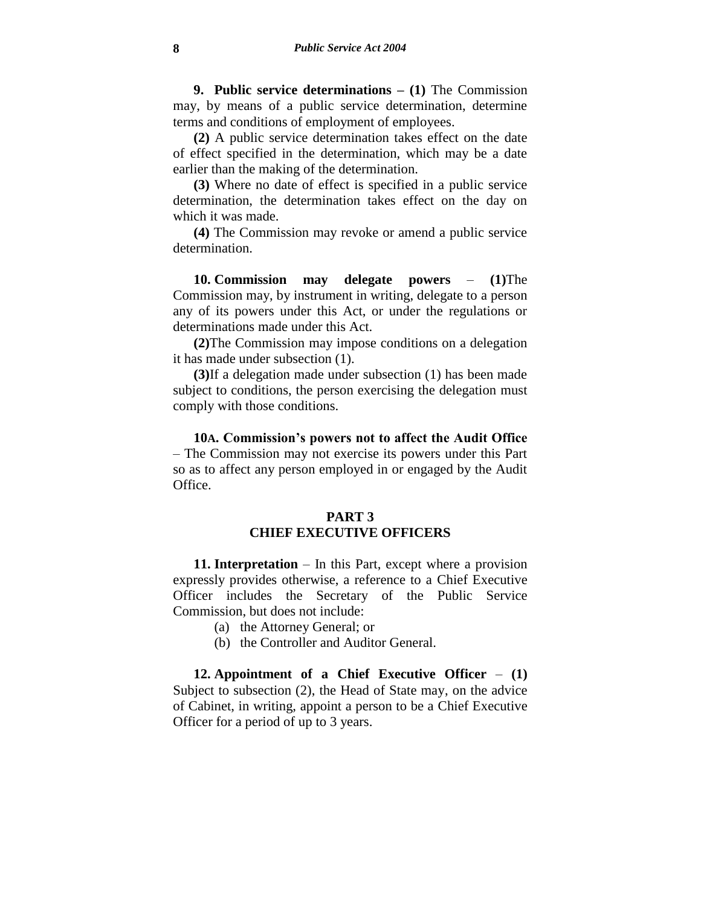**9. Public service determinations – (1)** The Commission may, by means of a public service determination, determine terms and conditions of employment of employees.

**(2)** A public service determination takes effect on the date of effect specified in the determination, which may be a date earlier than the making of the determination.

**(3)** Where no date of effect is specified in a public service determination, the determination takes effect on the day on which it was made.

**(4)** The Commission may revoke or amend a public service determination.

**10. Commission may delegate powers** – **(1)**The Commission may, by instrument in writing, delegate to a person any of its powers under this Act, or under the regulations or determinations made under this Act.

**(2)**The Commission may impose conditions on a delegation it has made under subsection (1).

**(3)**If a delegation made under subsection (1) has been made subject to conditions, the person exercising the delegation must comply with those conditions.

**10A. Commission's powers not to affect the Audit Office** – The Commission may not exercise its powers under this Part so as to affect any person employed in or engaged by the Audit Office.

## PART 3
## CHIEF EXECUTIVE OFFICERS

**11. Interpretation** – In this Part, except where a provision expressly provides otherwise, a reference to a Chief Executive Officer includes the Secretary of the Public Service Commission, but does not include:

(a) the Attorney General; or

(b) the Controller and Auditor General.

**12. Appointment of a Chief Executive Officer** – **(1)** Subject to subsection (2), the Head of State may, on the advice of Cabinet, in writing, appoint a person to be a Chief Executive Officer for a period of up to 3 years.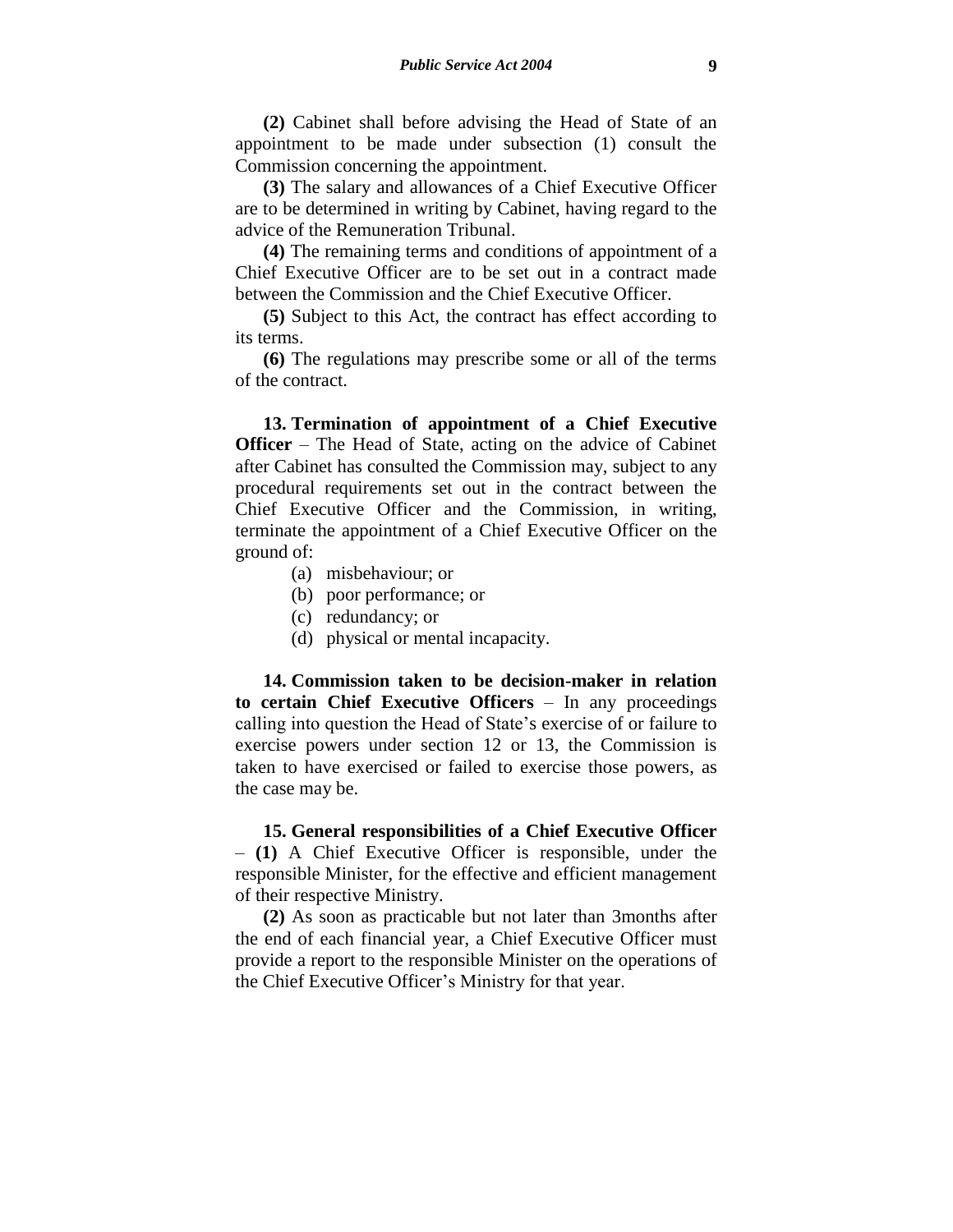**(2)** Cabinet shall before advising the Head of State of an appointment to be made under subsection (1) consult the Commission concerning the appointment.

**(3)** The salary and allowances of a Chief Executive Officer are to be determined in writing by Cabinet, having regard to the advice of the Remuneration Tribunal.

**(4)** The remaining terms and conditions of appointment of a Chief Executive Officer are to be set out in a contract made between the Commission and the Chief Executive Officer.

**(5)** Subject to this Act, the contract has effect according to its terms.

**(6)** The regulations may prescribe some or all of the terms of the contract.

**13. Termination of appointment of a Chief Executive Officer** – The Head of State, acting on the advice of Cabinet after Cabinet has consulted the Commission may, subject to any procedural requirements set out in the contract between the Chief Executive Officer and the Commission, in writing, terminate the appointment of a Chief Executive Officer on the ground of:

(a) misbehaviour; or
(b) poor performance; or
(c) redundancy; or
(d) physical or mental incapacity.

**14. Commission taken to be decision-maker in relation to certain Chief Executive Officers** – In any proceedings calling into question the Head of State's exercise of or failure to exercise powers under section 12 or 13, the Commission is taken to have exercised or failed to exercise those powers, as the case may be.

**15. General responsibilities of a Chief Executive Officer** – **(1)** A Chief Executive Officer is responsible, under the responsible Minister, for the effective and efficient management of their respective Ministry.

**(2)** As soon as practicable but not later than 3months after the end of each financial year, a Chief Executive Officer must provide a report to the responsible Minister on the operations of the Chief Executive Officer's Ministry for that year.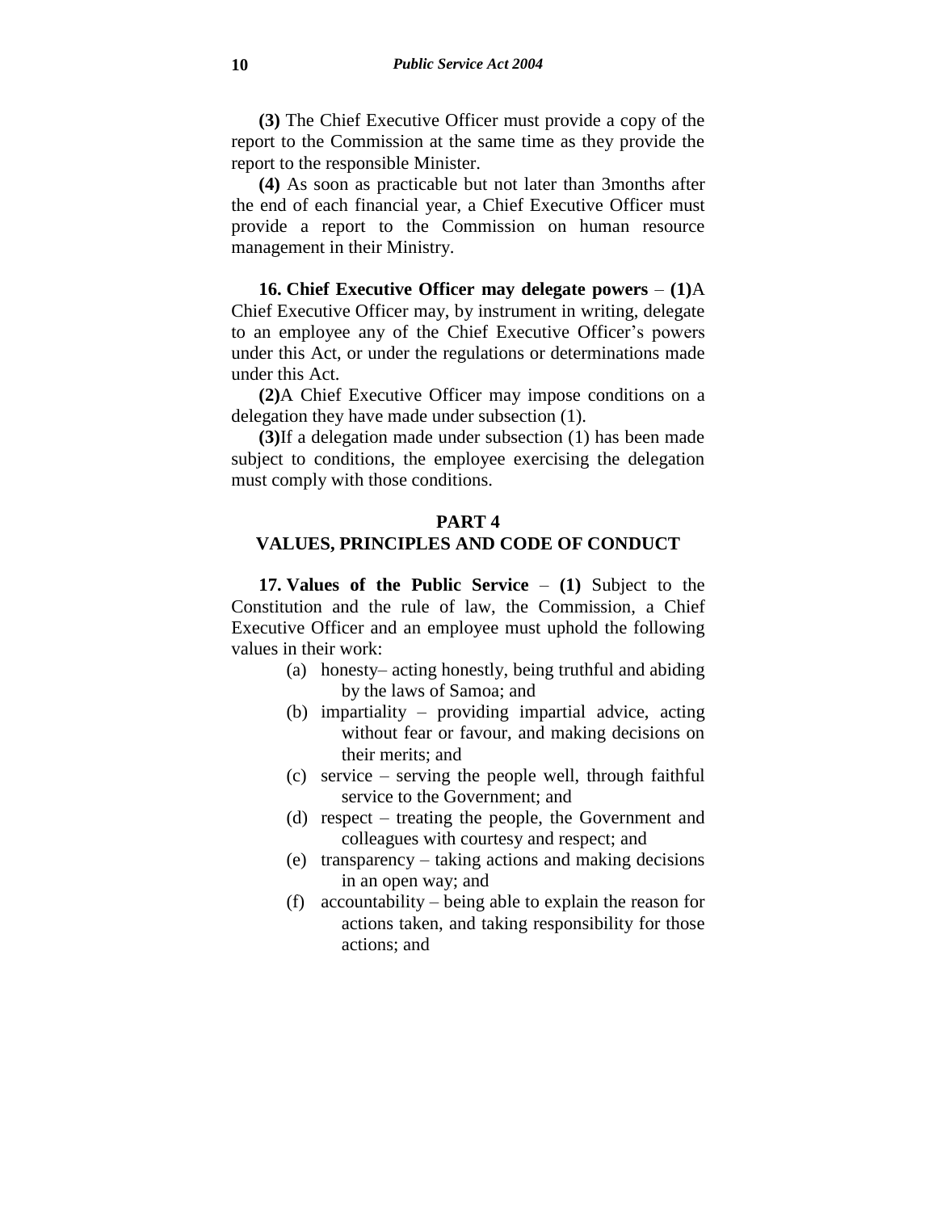**(3)** The Chief Executive Officer must provide a copy of the report to the Commission at the same time as they provide the report to the responsible Minister.

**(4)** As soon as practicable but not later than 3months after the end of each financial year, a Chief Executive Officer must provide a report to the Commission on human resource management in their Ministry.

**16. Chief Executive Officer may delegate powers** – **(1)**A Chief Executive Officer may, by instrument in writing, delegate to an employee any of the Chief Executive Officer's powers under this Act, or under the regulations or determinations made under this Act.

**(2)**A Chief Executive Officer may impose conditions on a delegation they have made under subsection (1).

**(3)**If a delegation made under subsection (1) has been made subject to conditions, the employee exercising the delegation must comply with those conditions.

## PART 4
## VALUES, PRINCIPLES AND CODE OF CONDUCT

**17. Values of the Public Service** – **(1)** Subject to the Constitution and the rule of law, the Commission, a Chief Executive Officer and an employee must uphold the following values in their work:

(a) honesty– acting honestly, being truthful and abiding by the laws of Samoa; and

(b) impartiality – providing impartial advice, acting without fear or favour, and making decisions on their merits; and

(c) service – serving the people well, through faithful service to the Government; and

(d) respect – treating the people, the Government and colleagues with courtesy and respect; and

(e) transparency – taking actions and making decisions in an open way; and

(f) accountability – being able to explain the reason for actions taken, and taking responsibility for those actions; and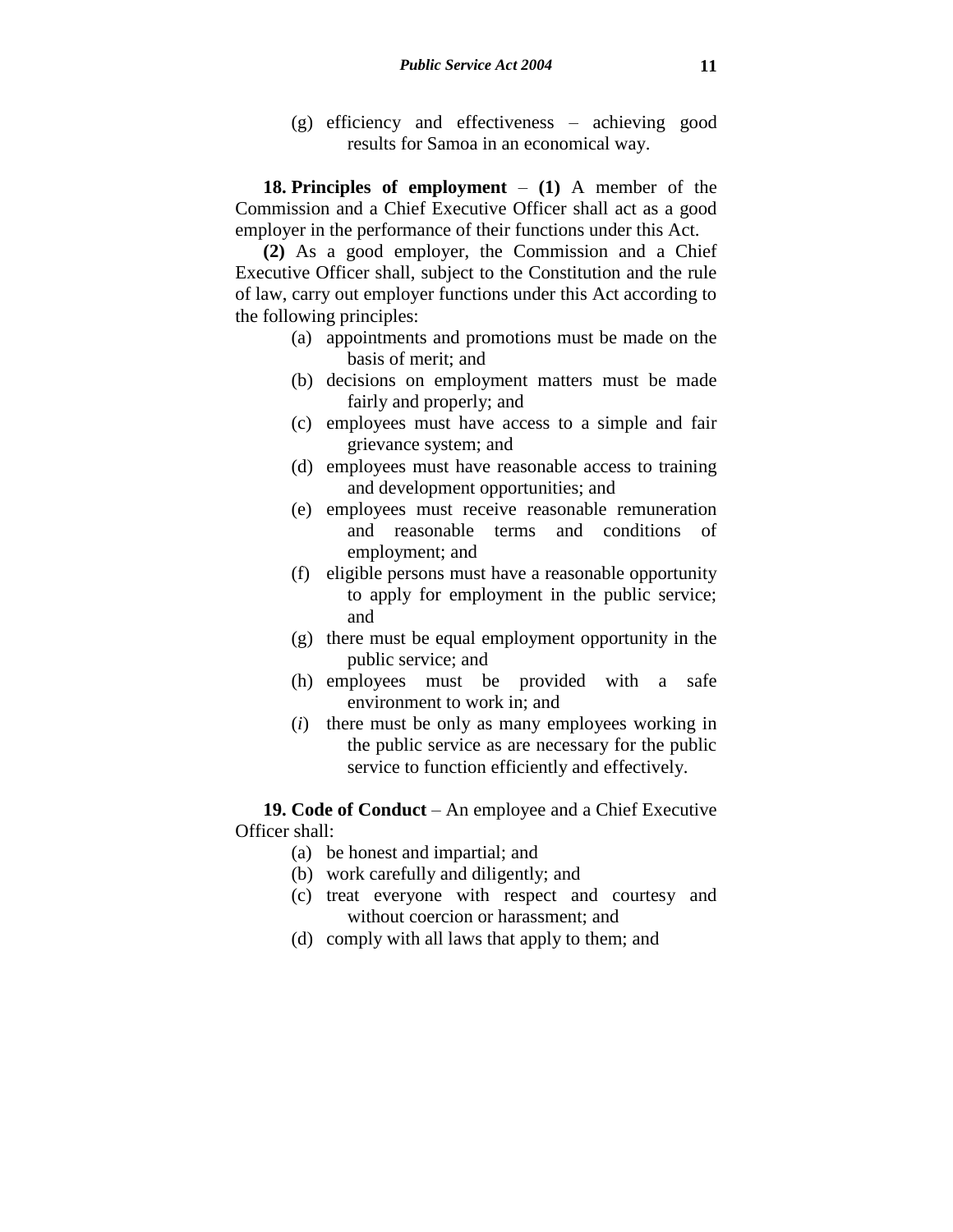(g) efficiency and effectiveness – achieving good results for Samoa in an economical way.

**18. Principles of employment** – **(1)** A member of the Commission and a Chief Executive Officer shall act as a good employer in the performance of their functions under this Act.

**(2)** As a good employer, the Commission and a Chief Executive Officer shall, subject to the Constitution and the rule of law, carry out employer functions under this Act according to the following principles:

(a) appointments and promotions must be made on the basis of merit; and

(b) decisions on employment matters must be made fairly and properly; and

(c) employees must have access to a simple and fair grievance system; and

(d) employees must have reasonable access to training and development opportunities; and

(e) employees must receive reasonable remuneration and reasonable terms and conditions of employment; and

(f) eligible persons must have a reasonable opportunity to apply for employment in the public service; and

(g) there must be equal employment opportunity in the public service; and

(h) employees must be provided with a safe environment to work in; and

(*i*) there must be only as many employees working in the public service as are necessary for the public service to function efficiently and effectively.

**19. Code of Conduct** – An employee and a Chief Executive Officer shall:

(a) be honest and impartial; and

(b) work carefully and diligently; and

(c) treat everyone with respect and courtesy and without coercion or harassment; and

(d) comply with all laws that apply to them; and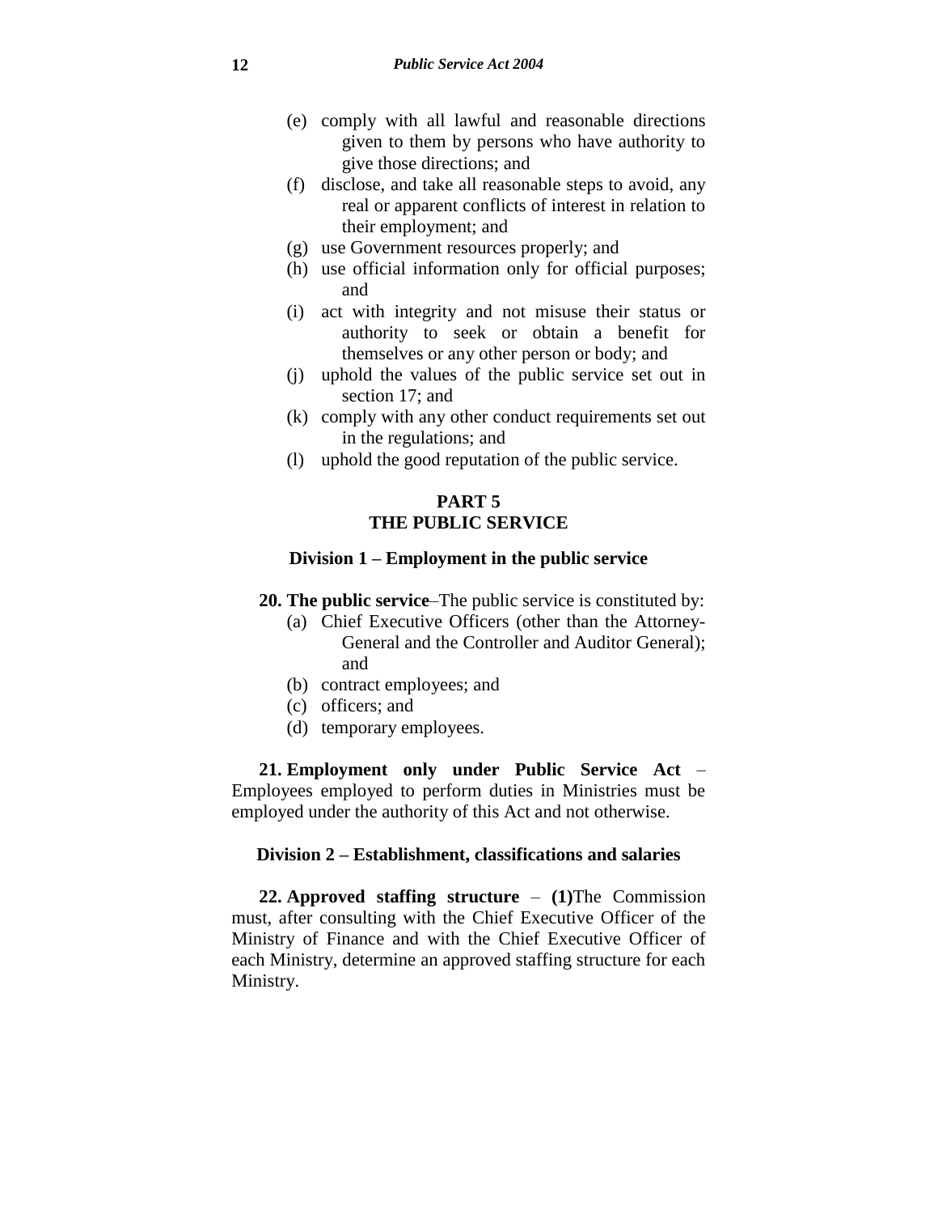(e) comply with all lawful and reasonable directions given to them by persons who have authority to give those directions; and

(f) disclose, and take all reasonable steps to avoid, any real or apparent conflicts of interest in relation to their employment; and

(g) use Government resources properly; and

(h) use official information only for official purposes; and

(i) act with integrity and not misuse their status or authority to seek or obtain a benefit for themselves or any other person or body; and

(j) uphold the values of the public service set out in section 17; and

(k) comply with any other conduct requirements set out in the regulations; and

(l) uphold the good reputation of the public service.

## PART 5
## THE PUBLIC SERVICE

### Division 1 – Employment in the public service

**20. The public service**–The public service is constituted by:

(a) Chief Executive Officers (other than the Attorney-General and the Controller and Auditor General); and

(b) contract employees; and

(c) officers; and

(d) temporary employees.

**21. Employment only under Public Service Act** – Employees employed to perform duties in Ministries must be employed under the authority of this Act and not otherwise.

### Division 2 – Establishment, classifications and salaries

**22. Approved staffing structure** – **(1)**The Commission must, after consulting with the Chief Executive Officer of the Ministry of Finance and with the Chief Executive Officer of each Ministry, determine an approved staffing structure for each Ministry.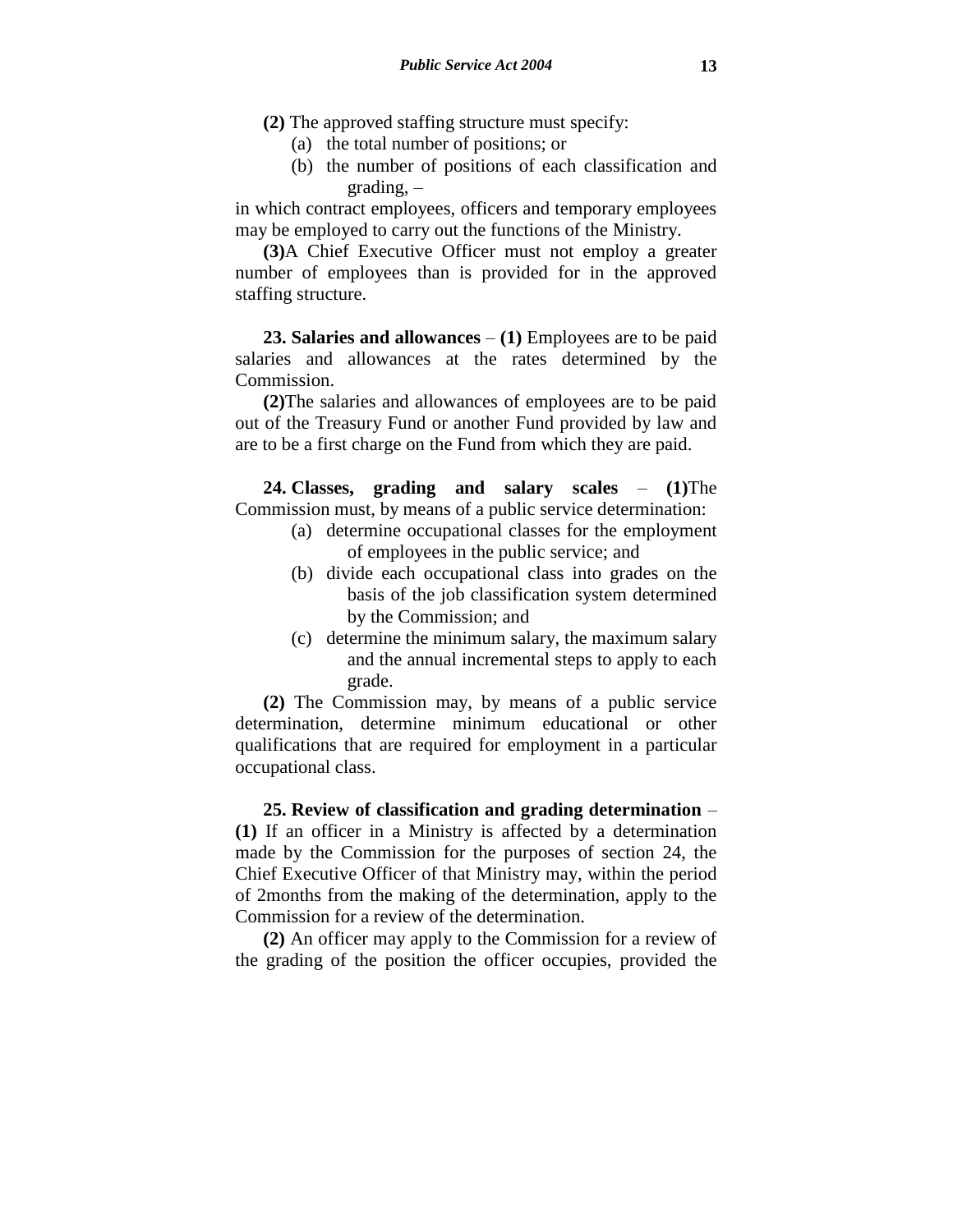**(2)** The approved staffing structure must specify:

(a) the total number of positions; or

(b) the number of positions of each classification and grading, –

in which contract employees, officers and temporary employees may be employed to carry out the functions of the Ministry.

**(3)**A Chief Executive Officer must not employ a greater number of employees than is provided for in the approved staffing structure.

**23. Salaries and allowances** – **(1)** Employees are to be paid salaries and allowances at the rates determined by the Commission.

**(2)**The salaries and allowances of employees are to be paid out of the Treasury Fund or another Fund provided by law and are to be a first charge on the Fund from which they are paid.

**24. Classes, grading and salary scales** – **(1)**The Commission must, by means of a public service determination:

(a) determine occupational classes for the employment of employees in the public service; and

(b) divide each occupational class into grades on the basis of the job classification system determined by the Commission; and

(c) determine the minimum salary, the maximum salary and the annual incremental steps to apply to each grade.

**(2)** The Commission may, by means of a public service determination, determine minimum educational or other qualifications that are required for employment in a particular occupational class.

**25. Review of classification and grading determination** – **(1)** If an officer in a Ministry is affected by a determination made by the Commission for the purposes of section 24, the Chief Executive Officer of that Ministry may, within the period of 2months from the making of the determination, apply to the Commission for a review of the determination.

**(2)** An officer may apply to the Commission for a review of the grading of the position the officer occupies, provided the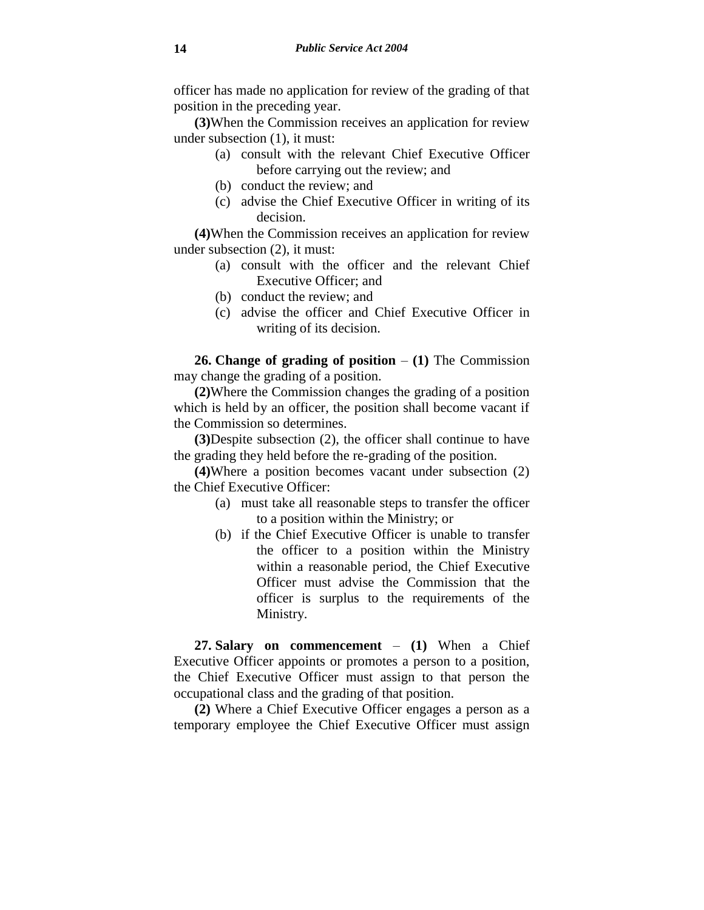officer has made no application for review of the grading of that position in the preceding year.

**(3)** When the Commission receives an application for review under subsection (1), it must:

(a) consult with the relevant Chief Executive Officer before carrying out the review; and
(b) conduct the review; and
(c) advise the Chief Executive Officer in writing of its decision.

**(4)** When the Commission receives an application for review under subsection (2), it must:

(a) consult with the officer and the relevant Chief Executive Officer; and
(b) conduct the review; and
(c) advise the officer and Chief Executive Officer in writing of its decision.

**26. Change of grading of position** – **(1)** The Commission may change the grading of a position.

**(2)** Where the Commission changes the grading of a position which is held by an officer, the position shall become vacant if the Commission so determines.

**(3)** Despite subsection (2), the officer shall continue to have the grading they held before the re-grading of the position.

**(4)** Where a position becomes vacant under subsection (2) the Chief Executive Officer:

(a) must take all reasonable steps to transfer the officer to a position within the Ministry; or
(b) if the Chief Executive Officer is unable to transfer the officer to a position within the Ministry within a reasonable period, the Chief Executive Officer must advise the Commission that the officer is surplus to the requirements of the Ministry.

**27. Salary on commencement** – **(1)** When a Chief Executive Officer appoints or promotes a person to a position, the Chief Executive Officer must assign to that person the occupational class and the grading of that position.

**(2)** Where a Chief Executive Officer engages a person as a temporary employee the Chief Executive Officer must assign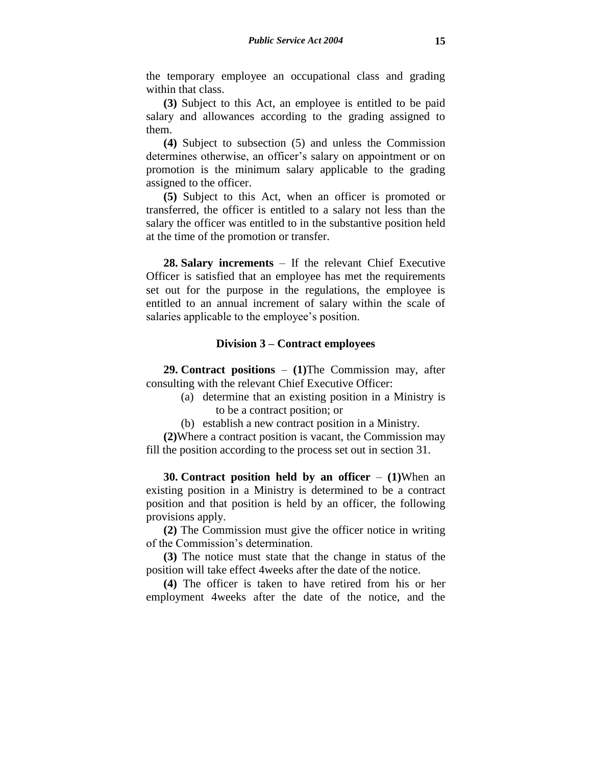the temporary employee an occupational class and grading within that class.

**(3)** Subject to this Act, an employee is entitled to be paid salary and allowances according to the grading assigned to them.

**(4)** Subject to subsection (5) and unless the Commission determines otherwise, an officer's salary on appointment or on promotion is the minimum salary applicable to the grading assigned to the officer.

**(5)** Subject to this Act, when an officer is promoted or transferred, the officer is entitled to a salary not less than the salary the officer was entitled to in the substantive position held at the time of the promotion or transfer.

**28. Salary increments** – If the relevant Chief Executive Officer is satisfied that an employee has met the requirements set out for the purpose in the regulations, the employee is entitled to an annual increment of salary within the scale of salaries applicable to the employee's position.

### Division 3 – Contract employees

**29. Contract positions** – **(1)**The Commission may, after consulting with the relevant Chief Executive Officer:

(a) determine that an existing position in a Ministry is to be a contract position; or

(b) establish a new contract position in a Ministry.

**(2)**Where a contract position is vacant, the Commission may fill the position according to the process set out in section 31.

**30. Contract position held by an officer** – **(1)**When an existing position in a Ministry is determined to be a contract position and that position is held by an officer, the following provisions apply.

**(2)** The Commission must give the officer notice in writing of the Commission's determination.

**(3)** The notice must state that the change in status of the position will take effect 4weeks after the date of the notice.

**(4)** The officer is taken to have retired from his or her employment 4weeks after the date of the notice, and the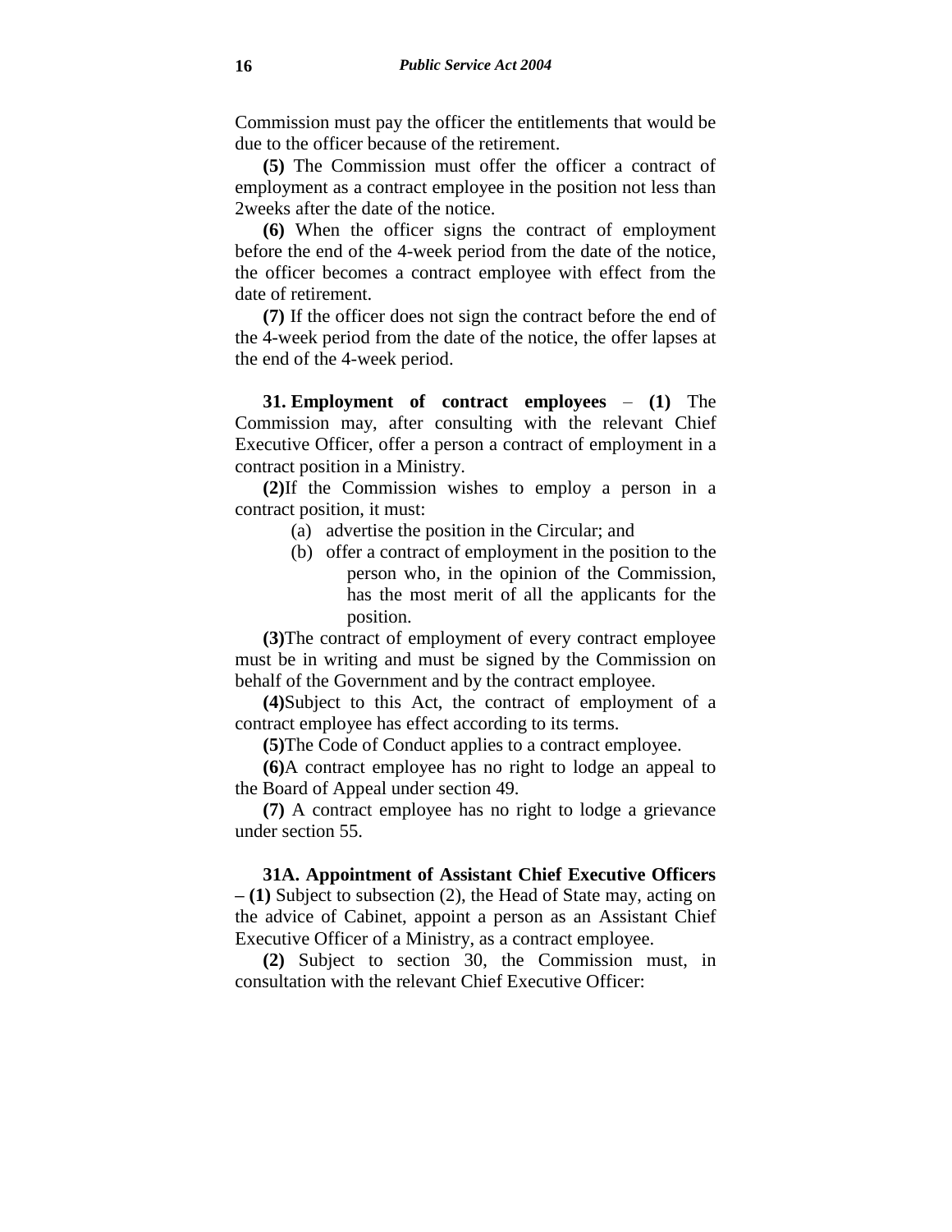Commission must pay the officer the entitlements that would be due to the officer because of the retirement.

**(5)** The Commission must offer the officer a contract of employment as a contract employee in the position not less than 2weeks after the date of the notice.

**(6)** When the officer signs the contract of employment before the end of the 4-week period from the date of the notice, the officer becomes a contract employee with effect from the date of retirement.

**(7)** If the officer does not sign the contract before the end of the 4-week period from the date of the notice, the offer lapses at the end of the 4-week period.

**31. Employment of contract employees** – **(1)** The Commission may, after consulting with the relevant Chief Executive Officer, offer a person a contract of employment in a contract position in a Ministry.

**(2)**If the Commission wishes to employ a person in a contract position, it must:

(a) advertise the position in the Circular; and

(b) offer a contract of employment in the position to the person who, in the opinion of the Commission, has the most merit of all the applicants for the position.

**(3)**The contract of employment of every contract employee must be in writing and must be signed by the Commission on behalf of the Government and by the contract employee.

**(4)**Subject to this Act, the contract of employment of a contract employee has effect according to its terms.

**(5)**The Code of Conduct applies to a contract employee.

**(6)**A contract employee has no right to lodge an appeal to the Board of Appeal under section 49.

**(7)** A contract employee has no right to lodge a grievance under section 55.

**31A. Appointment of Assistant Chief Executive Officers – (1)** Subject to subsection (2), the Head of State may, acting on the advice of Cabinet, appoint a person as an Assistant Chief Executive Officer of a Ministry, as a contract employee.

**(2)** Subject to section 30, the Commission must, in consultation with the relevant Chief Executive Officer: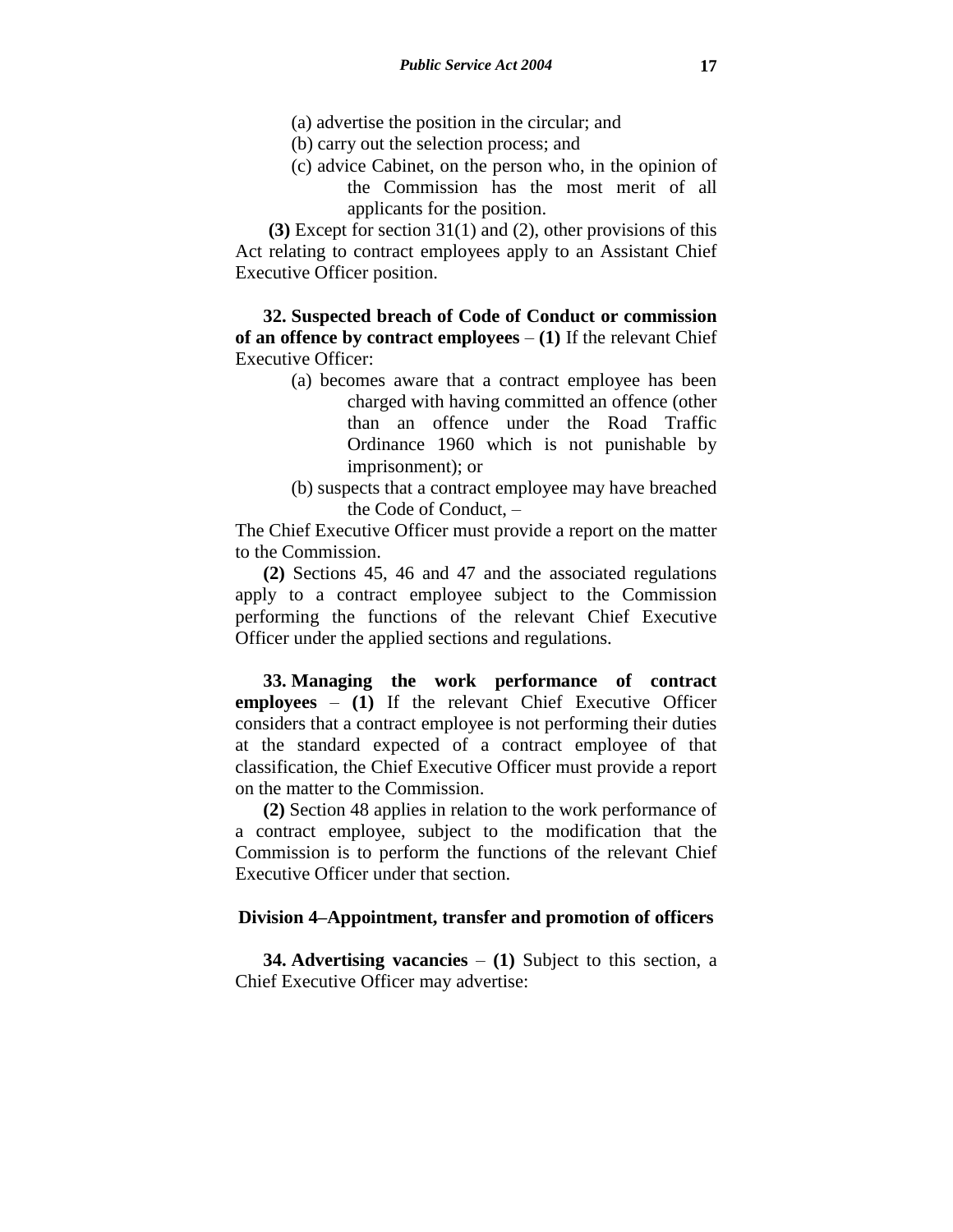(a) advertise the position in the circular; and

(b) carry out the selection process; and

(c) advice Cabinet, on the person who, in the opinion of the Commission has the most merit of all applicants for the position.

**(3)** Except for section 31(1) and (2), other provisions of this Act relating to contract employees apply to an Assistant Chief Executive Officer position.

**32. Suspected breach of Code of Conduct or commission of an offence by contract employees** – **(1)** If the relevant Chief Executive Officer:

(a) becomes aware that a contract employee has been charged with having committed an offence (other than an offence under the Road Traffic Ordinance 1960 which is not punishable by imprisonment); or

(b) suspects that a contract employee may have breached the Code of Conduct, –

The Chief Executive Officer must provide a report on the matter to the Commission.

**(2)** Sections 45, 46 and 47 and the associated regulations apply to a contract employee subject to the Commission performing the functions of the relevant Chief Executive Officer under the applied sections and regulations.

**33. Managing the work performance of contract employees** – **(1)** If the relevant Chief Executive Officer considers that a contract employee is not performing their duties at the standard expected of a contract employee of that classification, the Chief Executive Officer must provide a report on the matter to the Commission.

**(2)** Section 48 applies in relation to the work performance of a contract employee, subject to the modification that the Commission is to perform the functions of the relevant Chief Executive Officer under that section.

## Division 4–Appointment, transfer and promotion of officers

**34. Advertising vacancies** – **(1)** Subject to this section, a Chief Executive Officer may advertise: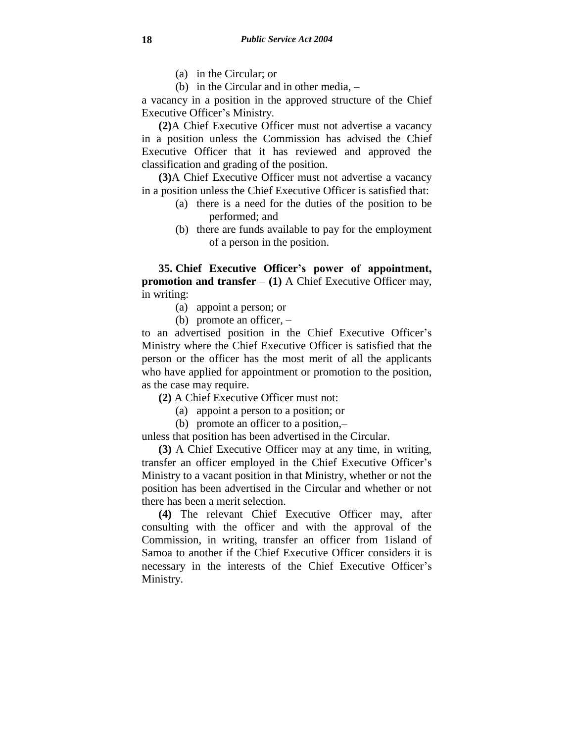(a) in the Circular; or

(b) in the Circular and in other media, –

a vacancy in a position in the approved structure of the Chief Executive Officer's Ministry.

**(2)**A Chief Executive Officer must not advertise a vacancy in a position unless the Commission has advised the Chief Executive Officer that it has reviewed and approved the classification and grading of the position.

**(3)**A Chief Executive Officer must not advertise a vacancy in a position unless the Chief Executive Officer is satisfied that:

(a) there is a need for the duties of the position to be performed; and

(b) there are funds available to pay for the employment of a person in the position.

**35. Chief Executive Officer's power of appointment, promotion and transfer** – **(1)** A Chief Executive Officer may, in writing:

(a) appoint a person; or

(b) promote an officer, –

to an advertised position in the Chief Executive Officer's Ministry where the Chief Executive Officer is satisfied that the person or the officer has the most merit of all the applicants who have applied for appointment or promotion to the position, as the case may require.

**(2)** A Chief Executive Officer must not:

(a) appoint a person to a position; or

(b) promote an officer to a position,–

unless that position has been advertised in the Circular.

**(3)** A Chief Executive Officer may at any time, in writing, transfer an officer employed in the Chief Executive Officer's Ministry to a vacant position in that Ministry, whether or not the position has been advertised in the Circular and whether or not there has been a merit selection.

**(4)** The relevant Chief Executive Officer may, after consulting with the officer and with the approval of the Commission, in writing, transfer an officer from 1island of Samoa to another if the Chief Executive Officer considers it is necessary in the interests of the Chief Executive Officer's Ministry.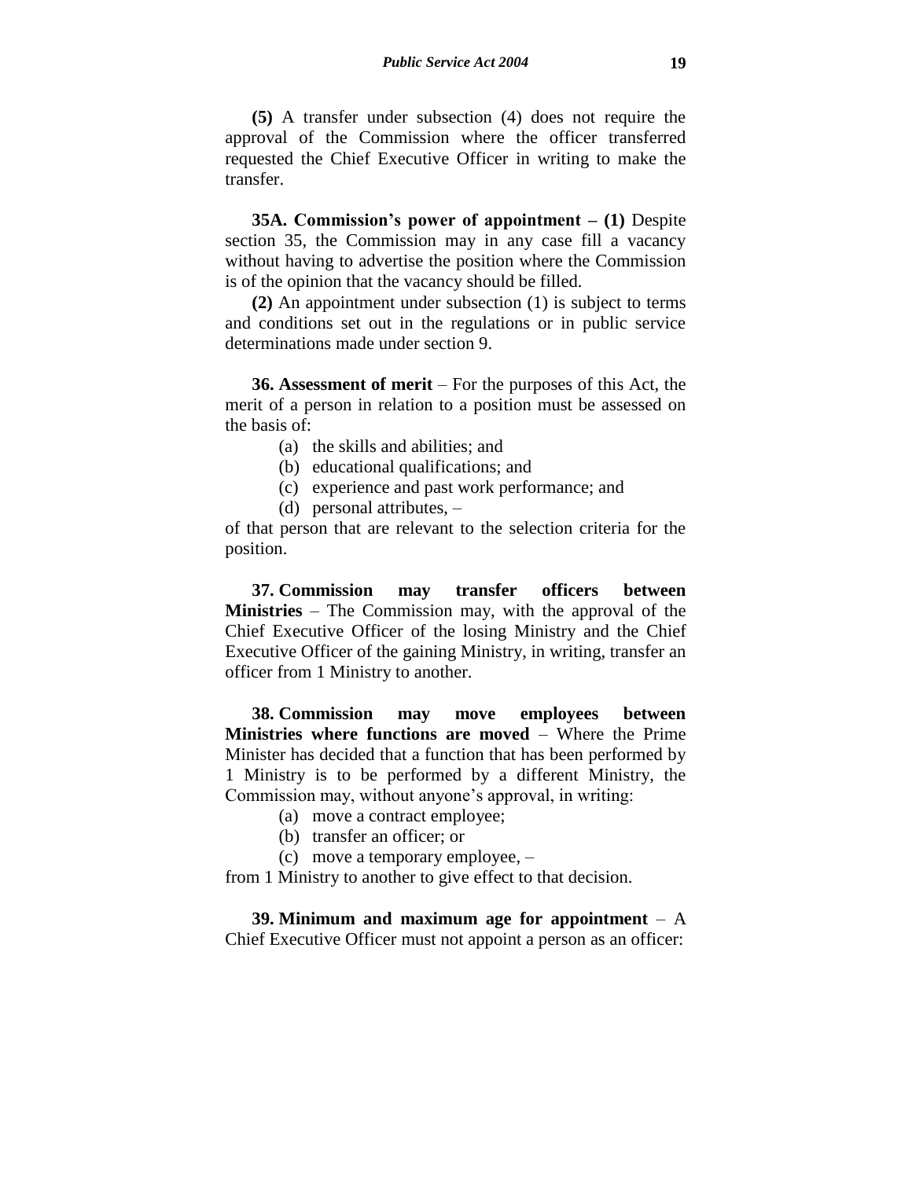**(5)** A transfer under subsection (4) does not require the approval of the Commission where the officer transferred requested the Chief Executive Officer in writing to make the transfer.

**35A. Commission's power of appointment – (1)** Despite section 35, the Commission may in any case fill a vacancy without having to advertise the position where the Commission is of the opinion that the vacancy should be filled.

**(2)** An appointment under subsection (1) is subject to terms and conditions set out in the regulations or in public service determinations made under section 9.

**36. Assessment of merit** – For the purposes of this Act, the merit of a person in relation to a position must be assessed on the basis of:

- (a) the skills and abilities; and
- (b) educational qualifications; and
- (c) experience and past work performance; and
- (d) personal attributes, –

of that person that are relevant to the selection criteria for the position.

**37. Commission may transfer officers between Ministries** – The Commission may, with the approval of the Chief Executive Officer of the losing Ministry and the Chief Executive Officer of the gaining Ministry, in writing, transfer an officer from 1 Ministry to another.

**38. Commission may move employees between Ministries where functions are moved** – Where the Prime Minister has decided that a function that has been performed by 1 Ministry is to be performed by a different Ministry, the Commission may, without anyone's approval, in writing:

- (a) move a contract employee;
- (b) transfer an officer; or
- (c) move a temporary employee, –

from 1 Ministry to another to give effect to that decision.

**39. Minimum and maximum age for appointment** – A Chief Executive Officer must not appoint a person as an officer: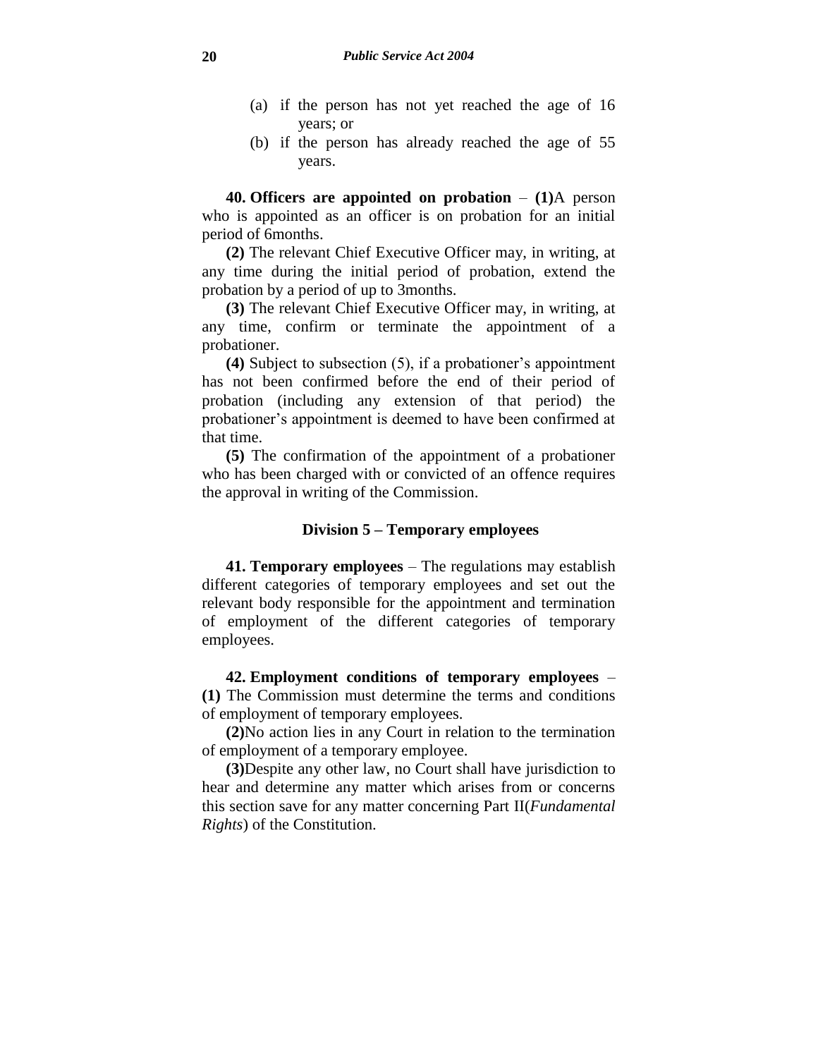(a) if the person has not yet reached the age of 16 years; or

(b) if the person has already reached the age of 55 years.

**40. Officers are appointed on probation** – **(1)**A person who is appointed as an officer is on probation for an initial period of 6months.

**(2)** The relevant Chief Executive Officer may, in writing, at any time during the initial period of probation, extend the probation by a period of up to 3months.

**(3)** The relevant Chief Executive Officer may, in writing, at any time, confirm or terminate the appointment of a probationer.

**(4)** Subject to subsection (5), if a probationer's appointment has not been confirmed before the end of their period of probation (including any extension of that period) the probationer's appointment is deemed to have been confirmed at that time.

**(5)** The confirmation of the appointment of a probationer who has been charged with or convicted of an offence requires the approval in writing of the Commission.

### Division 5 – Temporary employees

**41. Temporary employees** – The regulations may establish different categories of temporary employees and set out the relevant body responsible for the appointment and termination of employment of the different categories of temporary employees.

**42. Employment conditions of temporary employees** – **(1)** The Commission must determine the terms and conditions of employment of temporary employees.

**(2)**No action lies in any Court in relation to the termination of employment of a temporary employee.

**(3)**Despite any other law, no Court shall have jurisdiction to hear and determine any matter which arises from or concerns this section save for any matter concerning Part II(*Fundamental Rights*) of the Constitution.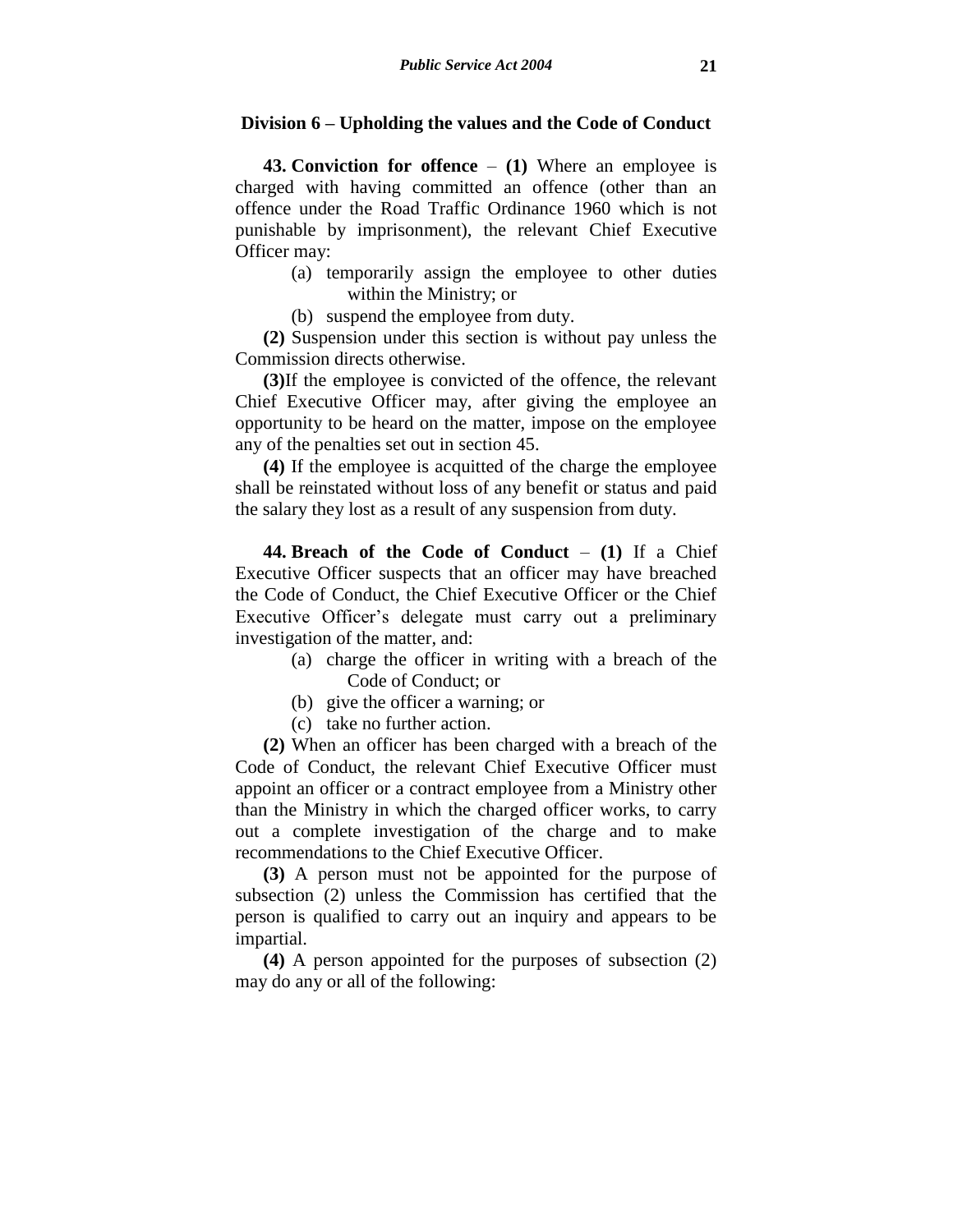## Division 6 – Upholding the values and the Code of Conduct

**43. Conviction for offence** – **(1)** Where an employee is charged with having committed an offence (other than an offence under the Road Traffic Ordinance 1960 which is not punishable by imprisonment), the relevant Chief Executive Officer may:

(a) temporarily assign the employee to other duties within the Ministry; or

(b) suspend the employee from duty.

**(2)** Suspension under this section is without pay unless the Commission directs otherwise.

**(3)** If the employee is convicted of the offence, the relevant Chief Executive Officer may, after giving the employee an opportunity to be heard on the matter, impose on the employee any of the penalties set out in section 45.

**(4)** If the employee is acquitted of the charge the employee shall be reinstated without loss of any benefit or status and paid the salary they lost as a result of any suspension from duty.

**44. Breach of the Code of Conduct** – **(1)** If a Chief Executive Officer suspects that an officer may have breached the Code of Conduct, the Chief Executive Officer or the Chief Executive Officer's delegate must carry out a preliminary investigation of the matter, and:

(a) charge the officer in writing with a breach of the Code of Conduct; or

(b) give the officer a warning; or

(c) take no further action.

**(2)** When an officer has been charged with a breach of the Code of Conduct, the relevant Chief Executive Officer must appoint an officer or a contract employee from a Ministry other than the Ministry in which the charged officer works, to carry out a complete investigation of the charge and to make recommendations to the Chief Executive Officer.

**(3)** A person must not be appointed for the purpose of subsection (2) unless the Commission has certified that the person is qualified to carry out an inquiry and appears to be impartial.

**(4)** A person appointed for the purposes of subsection (2) may do any or all of the following: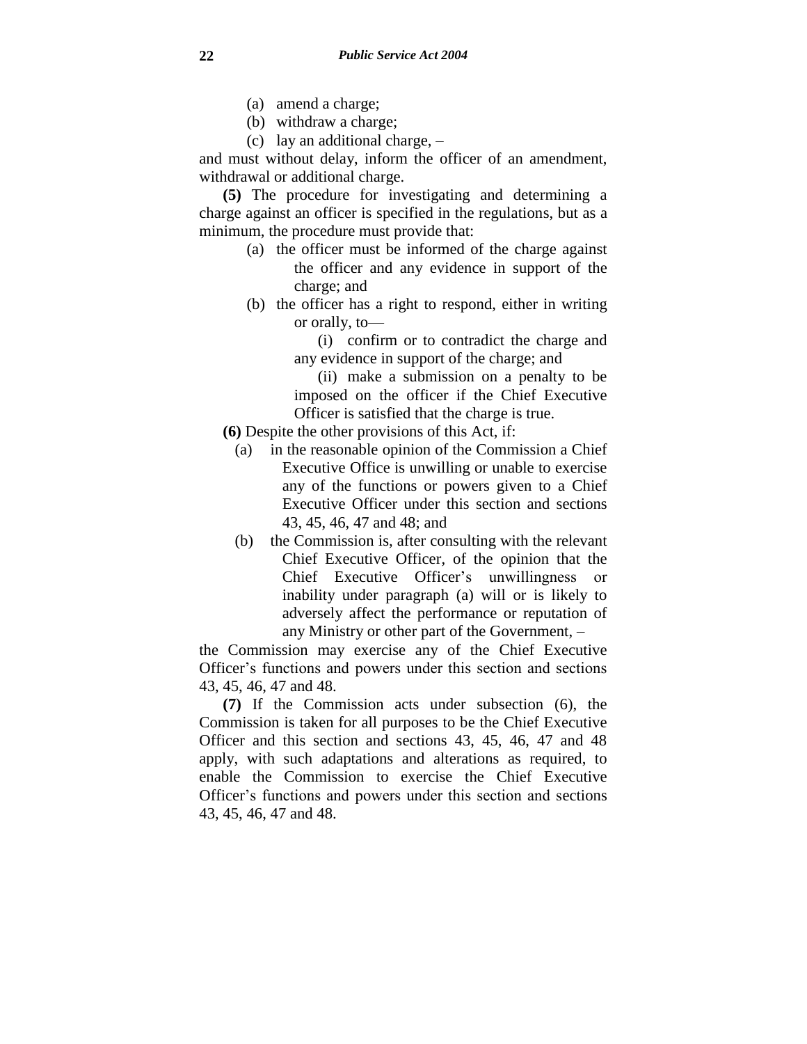(a) amend a charge;

(b) withdraw a charge;

(c) lay an additional charge, –

and must without delay, inform the officer of an amendment, withdrawal or additional charge.

**(5)** The procedure for investigating and determining a charge against an officer is specified in the regulations, but as a minimum, the procedure must provide that:

(a) the officer must be informed of the charge against the officer and any evidence in support of the charge; and

(b) the officer has a right to respond, either in writing or orally, to—

(i) confirm or to contradict the charge and any evidence in support of the charge; and

(ii) make a submission on a penalty to be imposed on the officer if the Chief Executive Officer is satisfied that the charge is true.

**(6)** Despite the other provisions of this Act, if:

(a) in the reasonable opinion of the Commission a Chief Executive Office is unwilling or unable to exercise any of the functions or powers given to a Chief Executive Officer under this section and sections 43, 45, 46, 47 and 48; and

(b) the Commission is, after consulting with the relevant Chief Executive Officer, of the opinion that the Chief Executive Officer's unwillingness or inability under paragraph (a) will or is likely to adversely affect the performance or reputation of any Ministry or other part of the Government, –

the Commission may exercise any of the Chief Executive Officer's functions and powers under this section and sections 43, 45, 46, 47 and 48.

**(7)** If the Commission acts under subsection (6), the Commission is taken for all purposes to be the Chief Executive Officer and this section and sections 43, 45, 46, 47 and 48 apply, with such adaptations and alterations as required, to enable the Commission to exercise the Chief Executive Officer's functions and powers under this section and sections 43, 45, 46, 47 and 48.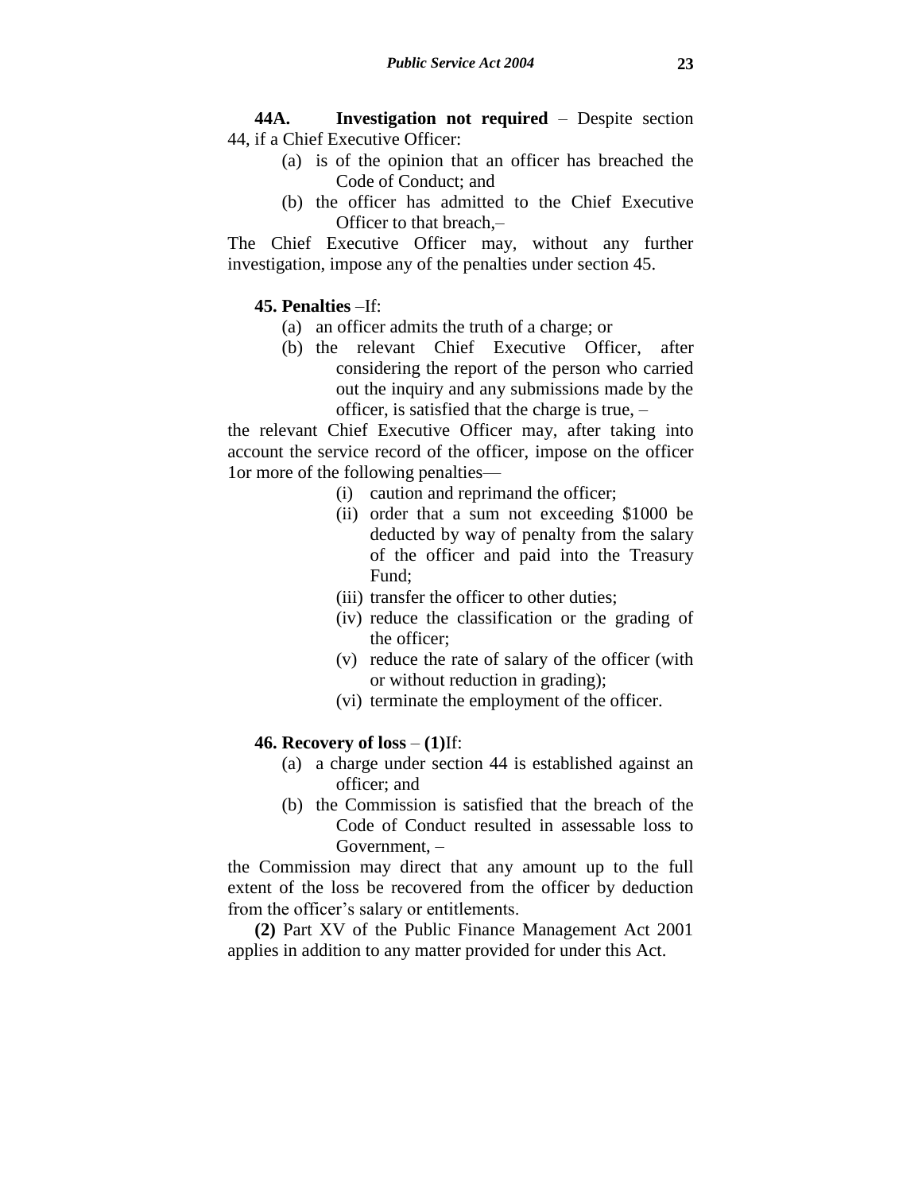**44A. Investigation not required** – Despite section 44, if a Chief Executive Officer:

(a) is of the opinion that an officer has breached the Code of Conduct; and

(b) the officer has admitted to the Chief Executive Officer to that breach,–

The Chief Executive Officer may, without any further investigation, impose any of the penalties under section 45.

**45. Penalties** –If:

(a) an officer admits the truth of a charge; or

(b) the relevant Chief Executive Officer, after considering the report of the person who carried out the inquiry and any submissions made by the officer, is satisfied that the charge is true, –

the relevant Chief Executive Officer may, after taking into account the service record of the officer, impose on the officer 1or more of the following penalties—

(i) caution and reprimand the officer;

(ii) order that a sum not exceeding $1000 be deducted by way of penalty from the salary of the officer and paid into the Treasury Fund;

(iii) transfer the officer to other duties;

(iv) reduce the classification or the grading of the officer;

(v) reduce the rate of salary of the officer (with or without reduction in grading);

(vi) terminate the employment of the officer.

**46. Recovery of loss** – **(1)**If:

(a) a charge under section 44 is established against an officer; and

(b) the Commission is satisfied that the breach of the Code of Conduct resulted in assessable loss to Government, –

the Commission may direct that any amount up to the full extent of the loss be recovered from the officer by deduction from the officer's salary or entitlements.

**(2)** Part XV of the Public Finance Management Act 2001 applies in addition to any matter provided for under this Act.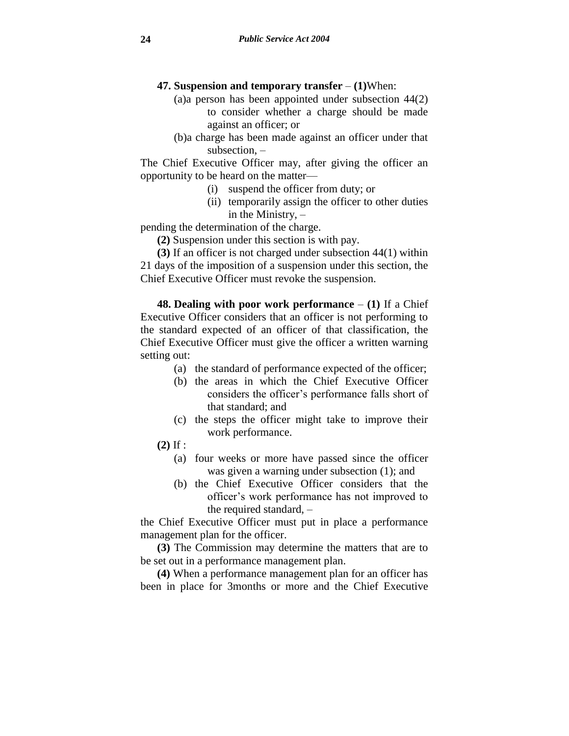**47. Suspension and temporary transfer** – **(1)** When:

(a) a person has been appointed under subsection 44(2) to consider whether a charge should be made against an officer; or

(b) a charge has been made against an officer under that subsection, –

The Chief Executive Officer may, after giving the officer an opportunity to be heard on the matter—

(i) suspend the officer from duty; or

(ii) temporarily assign the officer to other duties in the Ministry, –

pending the determination of the charge.

**(2)** Suspension under this section is with pay.

**(3)** If an officer is not charged under subsection 44(1) within 21 days of the imposition of a suspension under this section, the Chief Executive Officer must revoke the suspension.

**48. Dealing with poor work performance** – **(1)** If a Chief Executive Officer considers that an officer is not performing to the standard expected of an officer of that classification, the Chief Executive Officer must give the officer a written warning setting out:

(a) the standard of performance expected of the officer;

(b) the areas in which the Chief Executive Officer considers the officer's performance falls short of that standard; and

(c) the steps the officer might take to improve their work performance.

**(2)** If :

(a) four weeks or more have passed since the officer was given a warning under subsection (1); and

(b) the Chief Executive Officer considers that the officer's work performance has not improved to the required standard, –

the Chief Executive Officer must put in place a performance management plan for the officer.

**(3)** The Commission may determine the matters that are to be set out in a performance management plan.

**(4)** When a performance management plan for an officer has been in place for 3months or more and the Chief Executive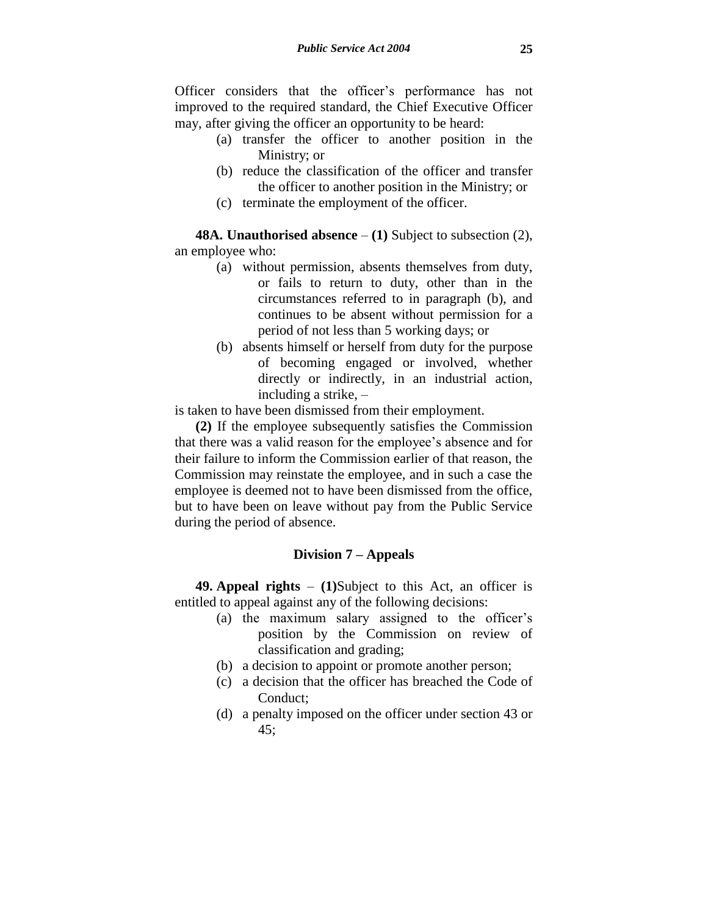Officer considers that the officer's performance has not improved to the required standard, the Chief Executive Officer may, after giving the officer an opportunity to be heard:

(a) transfer the officer to another position in the Ministry; or

(b) reduce the classification of the officer and transfer the officer to another position in the Ministry; or

(c) terminate the employment of the officer.

**48A. Unauthorised absence** – **(1)** Subject to subsection (2), an employee who:

(a) without permission, absents themselves from duty, or fails to return to duty, other than in the circumstances referred to in paragraph (b), and continues to be absent without permission for a period of not less than 5 working days; or

(b) absents himself or herself from duty for the purpose of becoming engaged or involved, whether directly or indirectly, in an industrial action, including a strike, –

is taken to have been dismissed from their employment.

**(2)** If the employee subsequently satisfies the Commission that there was a valid reason for the employee's absence and for their failure to inform the Commission earlier of that reason, the Commission may reinstate the employee, and in such a case the employee is deemed not to have been dismissed from the office, but to have been on leave without pay from the Public Service during the period of absence.

## Division 7 – Appeals

**49. Appeal rights** – **(1)**Subject to this Act, an officer is entitled to appeal against any of the following decisions:

(a) the maximum salary assigned to the officer's position by the Commission on review of classification and grading;

(b) a decision to appoint or promote another person;

(c) a decision that the officer has breached the Code of Conduct;

(d) a penalty imposed on the officer under section 43 or 45;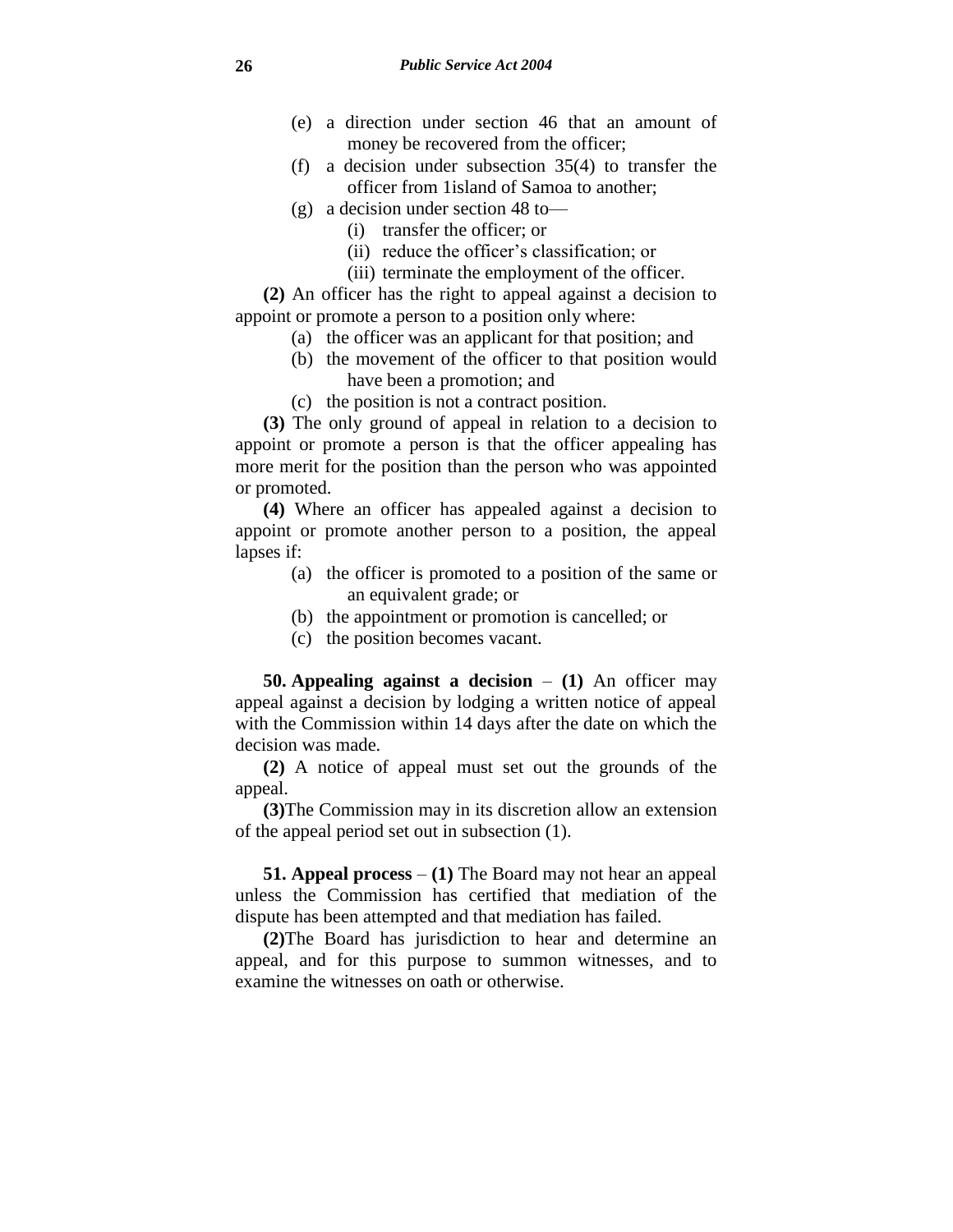(e) a direction under section 46 that an amount of money be recovered from the officer;

(f) a decision under subsection 35(4) to transfer the officer from 1island of Samoa to another;

(g) a decision under section 48 to—

(i) transfer the officer; or

(ii) reduce the officer's classification; or

(iii) terminate the employment of the officer.

**(2)** An officer has the right to appeal against a decision to appoint or promote a person to a position only where:

(a) the officer was an applicant for that position; and

(b) the movement of the officer to that position would have been a promotion; and

(c) the position is not a contract position.

**(3)** The only ground of appeal in relation to a decision to appoint or promote a person is that the officer appealing has more merit for the position than the person who was appointed or promoted.

**(4)** Where an officer has appealed against a decision to appoint or promote another person to a position, the appeal lapses if:

(a) the officer is promoted to a position of the same or an equivalent grade; or

(b) the appointment or promotion is cancelled; or

(c) the position becomes vacant.

**50. Appealing against a decision** – **(1)** An officer may appeal against a decision by lodging a written notice of appeal with the Commission within 14 days after the date on which the decision was made.

**(2)** A notice of appeal must set out the grounds of the appeal.

**(3)**The Commission may in its discretion allow an extension of the appeal period set out in subsection (1).

**51. Appeal process** – **(1)** The Board may not hear an appeal unless the Commission has certified that mediation of the dispute has been attempted and that mediation has failed.

**(2)**The Board has jurisdiction to hear and determine an appeal, and for this purpose to summon witnesses, and to examine the witnesses on oath or otherwise.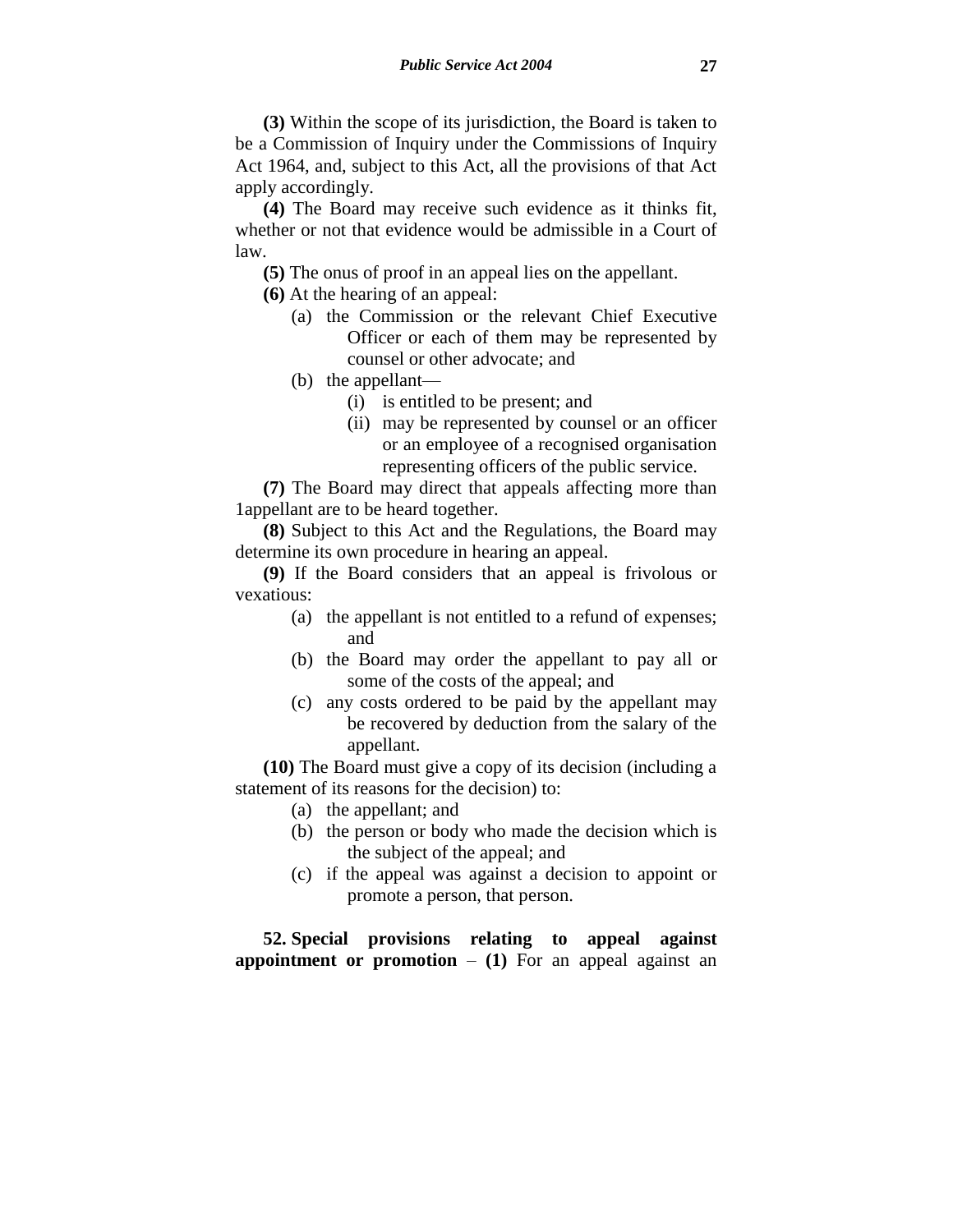**(3)** Within the scope of its jurisdiction, the Board is taken to be a Commission of Inquiry under the Commissions of Inquiry Act 1964, and, subject to this Act, all the provisions of that Act apply accordingly.

**(4)** The Board may receive such evidence as it thinks fit, whether or not that evidence would be admissible in a Court of law.

**(5)** The onus of proof in an appeal lies on the appellant.

**(6)** At the hearing of an appeal:

- (a) the Commission or the relevant Chief Executive Officer or each of them may be represented by counsel or other advocate; and
- (b) the appellant—
  - (i) is entitled to be present; and
  - (ii) may be represented by counsel or an officer or an employee of a recognised organisation representing officers of the public service.

**(7)** The Board may direct that appeals affecting more than 1appellant are to be heard together.

**(8)** Subject to this Act and the Regulations, the Board may determine its own procedure in hearing an appeal.

**(9)** If the Board considers that an appeal is frivolous or vexatious:

- (a) the appellant is not entitled to a refund of expenses; and
- (b) the Board may order the appellant to pay all or some of the costs of the appeal; and
- (c) any costs ordered to be paid by the appellant may be recovered by deduction from the salary of the appellant.

**(10)** The Board must give a copy of its decision (including a statement of its reasons for the decision) to:

- (a) the appellant; and
- (b) the person or body who made the decision which is the subject of the appeal; and
- (c) if the appeal was against a decision to appoint or promote a person, that person.

**52. Special provisions relating to appeal against appointment or promotion** – **(1)** For an appeal against an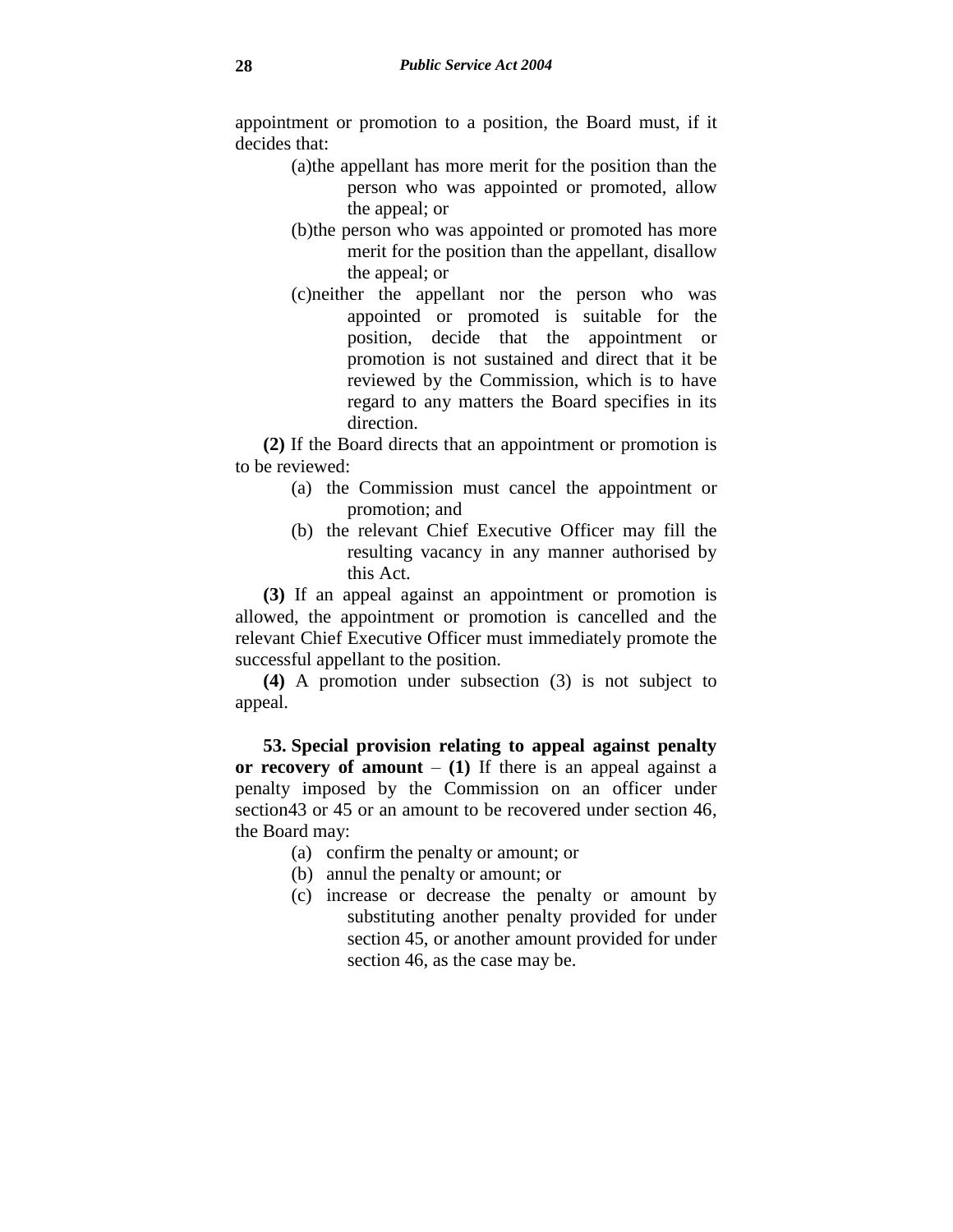appointment or promotion to a position, the Board must, if it decides that:

(a) the appellant has more merit for the position than the person who was appointed or promoted, allow the appeal; or

(b) the person who was appointed or promoted has more merit for the position than the appellant, disallow the appeal; or

(c) neither the appellant nor the person who was appointed or promoted is suitable for the position, decide that the appointment or promotion is not sustained and direct that it be reviewed by the Commission, which is to have regard to any matters the Board specifies in its direction.

**(2)** If the Board directs that an appointment or promotion is to be reviewed:

(a) the Commission must cancel the appointment or promotion; and

(b) the relevant Chief Executive Officer may fill the resulting vacancy in any manner authorised by this Act.

**(3)** If an appeal against an appointment or promotion is allowed, the appointment or promotion is cancelled and the relevant Chief Executive Officer must immediately promote the successful appellant to the position.

**(4)** A promotion under subsection (3) is not subject to appeal.

**53. Special provision relating to appeal against penalty or recovery of amount** – **(1)** If there is an appeal against a penalty imposed by the Commission on an officer under section43 or 45 or an amount to be recovered under section 46, the Board may:

(a) confirm the penalty or amount; or

(b) annul the penalty or amount; or

(c) increase or decrease the penalty or amount by substituting another penalty provided for under section 45, or another amount provided for under section 46, as the case may be.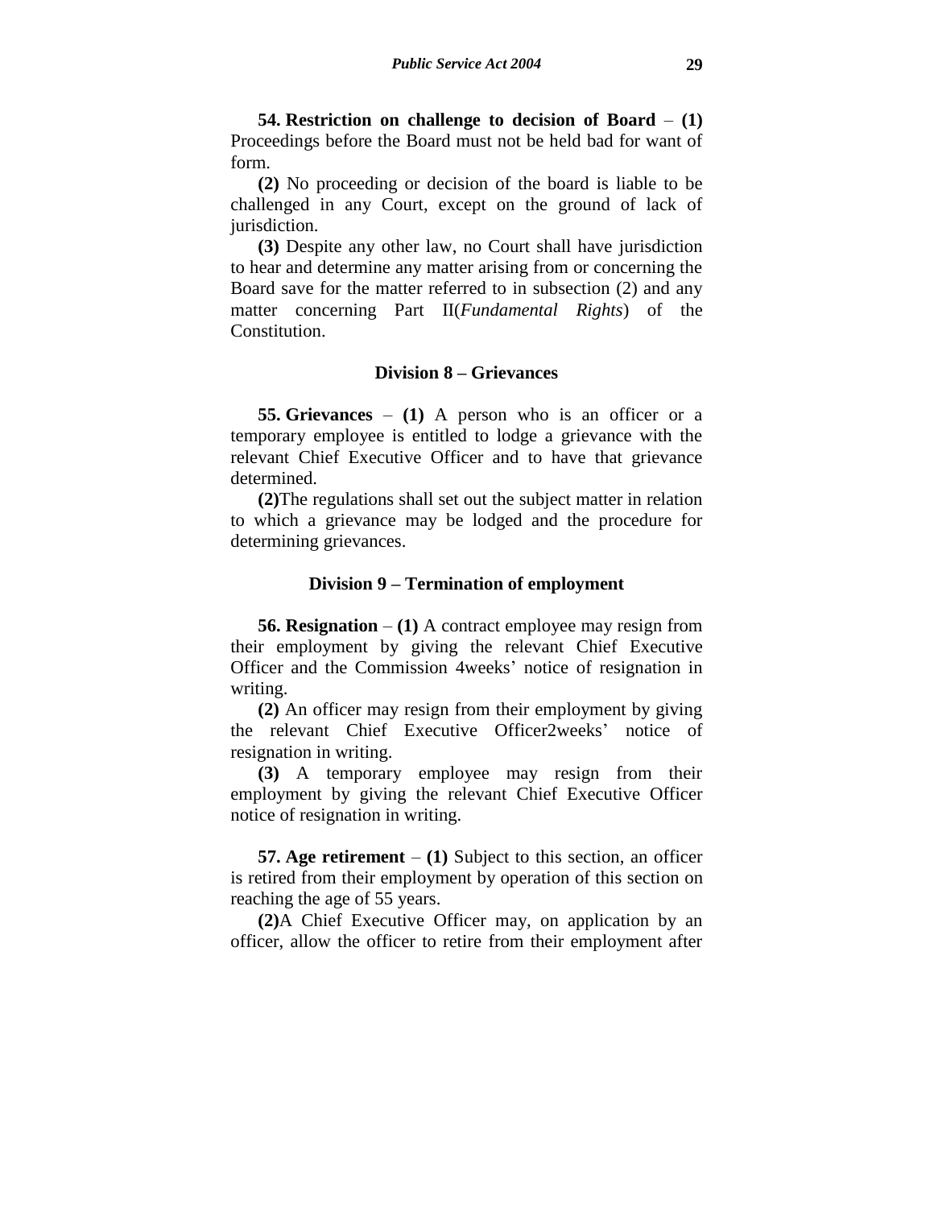**54. Restriction on challenge to decision of Board** – **(1)** Proceedings before the Board must not be held bad for want of form.

**(2)** No proceeding or decision of the board is liable to be challenged in any Court, except on the ground of lack of jurisdiction.

**(3)** Despite any other law, no Court shall have jurisdiction to hear and determine any matter arising from or concerning the Board save for the matter referred to in subsection (2) and any matter concerning Part II(*Fundamental Rights*) of the Constitution.

### Division 8 – Grievances

**55. Grievances** – **(1)** A person who is an officer or a temporary employee is entitled to lodge a grievance with the relevant Chief Executive Officer and to have that grievance determined.

**(2)**The regulations shall set out the subject matter in relation to which a grievance may be lodged and the procedure for determining grievances.

### Division 9 – Termination of employment

**56. Resignation** – **(1)** A contract employee may resign from their employment by giving the relevant Chief Executive Officer and the Commission 4weeks' notice of resignation in writing.

**(2)** An officer may resign from their employment by giving the relevant Chief Executive Officer2weeks' notice of resignation in writing.

**(3)** A temporary employee may resign from their employment by giving the relevant Chief Executive Officer notice of resignation in writing.

**57. Age retirement** – **(1)** Subject to this section, an officer is retired from their employment by operation of this section on reaching the age of 55 years.

**(2)**A Chief Executive Officer may, on application by an officer, allow the officer to retire from their employment after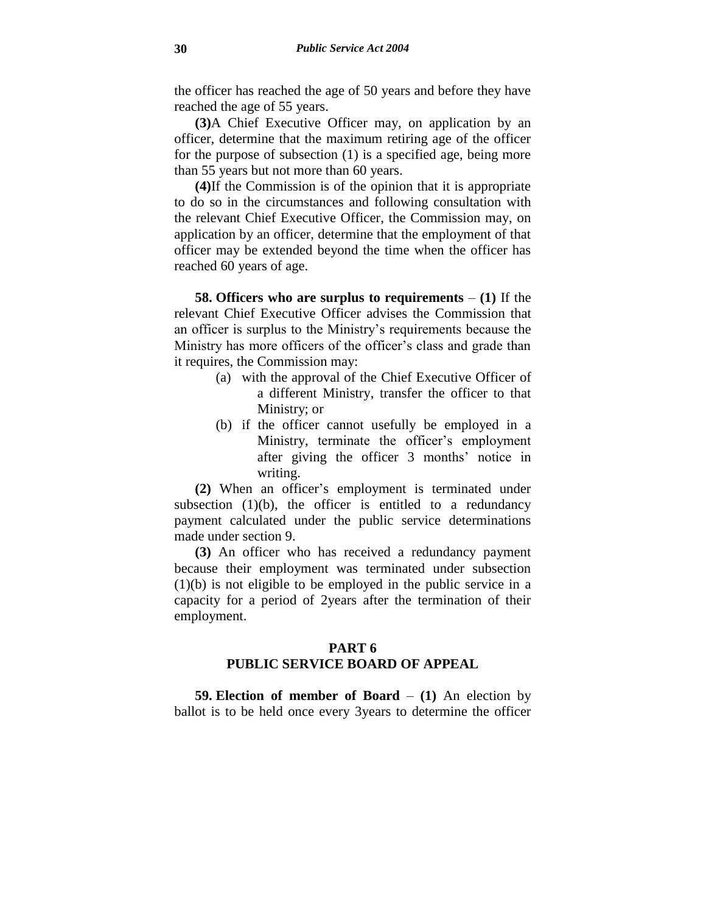the officer has reached the age of 50 years and before they have reached the age of 55 years.

**(3)**A Chief Executive Officer may, on application by an officer, determine that the maximum retiring age of the officer for the purpose of subsection (1) is a specified age, being more than 55 years but not more than 60 years.

**(4)**If the Commission is of the opinion that it is appropriate to do so in the circumstances and following consultation with the relevant Chief Executive Officer, the Commission may, on application by an officer, determine that the employment of that officer may be extended beyond the time when the officer has reached 60 years of age.

**58. Officers who are surplus to requirements** – **(1)** If the relevant Chief Executive Officer advises the Commission that an officer is surplus to the Ministry's requirements because the Ministry has more officers of the officer's class and grade than it requires, the Commission may:

(a) with the approval of the Chief Executive Officer of a different Ministry, transfer the officer to that Ministry; or

(b) if the officer cannot usefully be employed in a Ministry, terminate the officer's employment after giving the officer 3 months' notice in writing.

**(2)** When an officer's employment is terminated under subsection (1)(b), the officer is entitled to a redundancy payment calculated under the public service determinations made under section 9.

**(3)** An officer who has received a redundancy payment because their employment was terminated under subsection (1)(b) is not eligible to be employed in the public service in a capacity for a period of 2years after the termination of their employment.

## PART 6
## PUBLIC SERVICE BOARD OF APPEAL

**59. Election of member of Board** – **(1)** An election by ballot is to be held once every 3years to determine the officer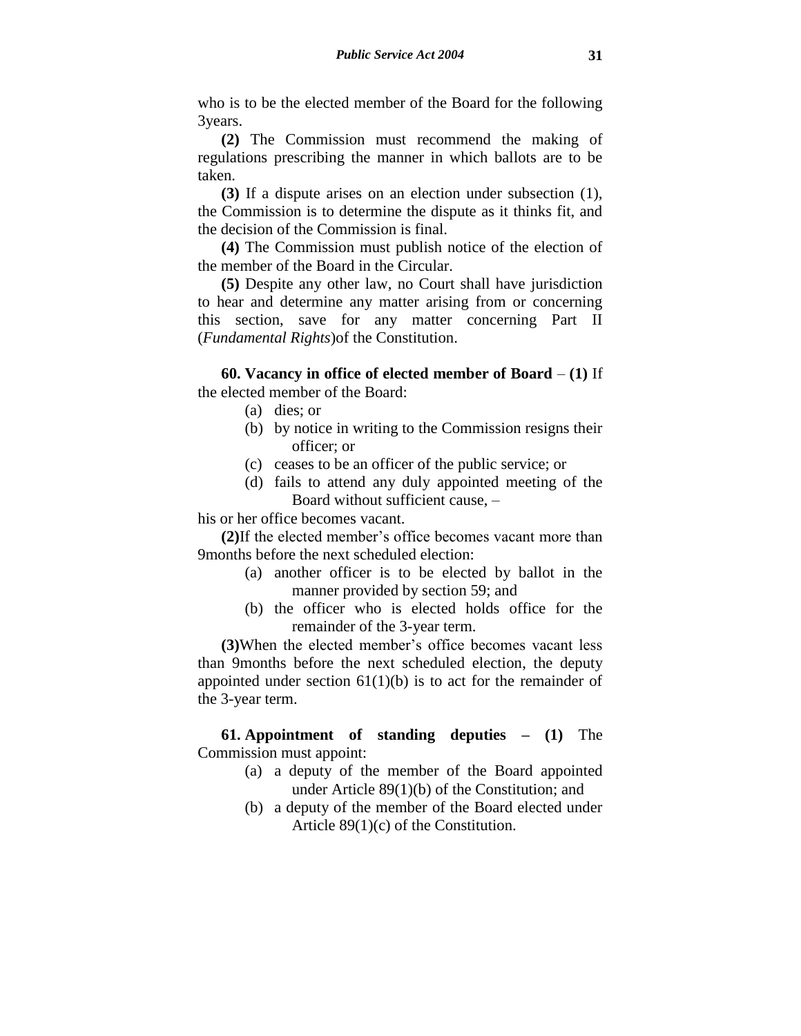who is to be the elected member of the Board for the following 3years.

**(2)** The Commission must recommend the making of regulations prescribing the manner in which ballots are to be taken.

**(3)** If a dispute arises on an election under subsection (1), the Commission is to determine the dispute as it thinks fit, and the decision of the Commission is final.

**(4)** The Commission must publish notice of the election of the member of the Board in the Circular.

**(5)** Despite any other law, no Court shall have jurisdiction to hear and determine any matter arising from or concerning this section, save for any matter concerning Part II (*Fundamental Rights*)of the Constitution.

**60. Vacancy in office of elected member of Board** – **(1)** If the elected member of the Board:

(a) dies; or

(b) by notice in writing to the Commission resigns their officer; or

(c) ceases to be an officer of the public service; or

(d) fails to attend any duly appointed meeting of the Board without sufficient cause, –

his or her office becomes vacant.

**(2)**If the elected member's office becomes vacant more than 9months before the next scheduled election:

(a) another officer is to be elected by ballot in the manner provided by section 59; and

(b) the officer who is elected holds office for the remainder of the 3-year term.

**(3)**When the elected member's office becomes vacant less than 9months before the next scheduled election, the deputy appointed under section 61(1)(b) is to act for the remainder of the 3-year term.

**61. Appointment of standing deputies – (1)** The Commission must appoint:

(a) a deputy of the member of the Board appointed under Article 89(1)(b) of the Constitution; and

(b) a deputy of the member of the Board elected under Article 89(1)(c) of the Constitution.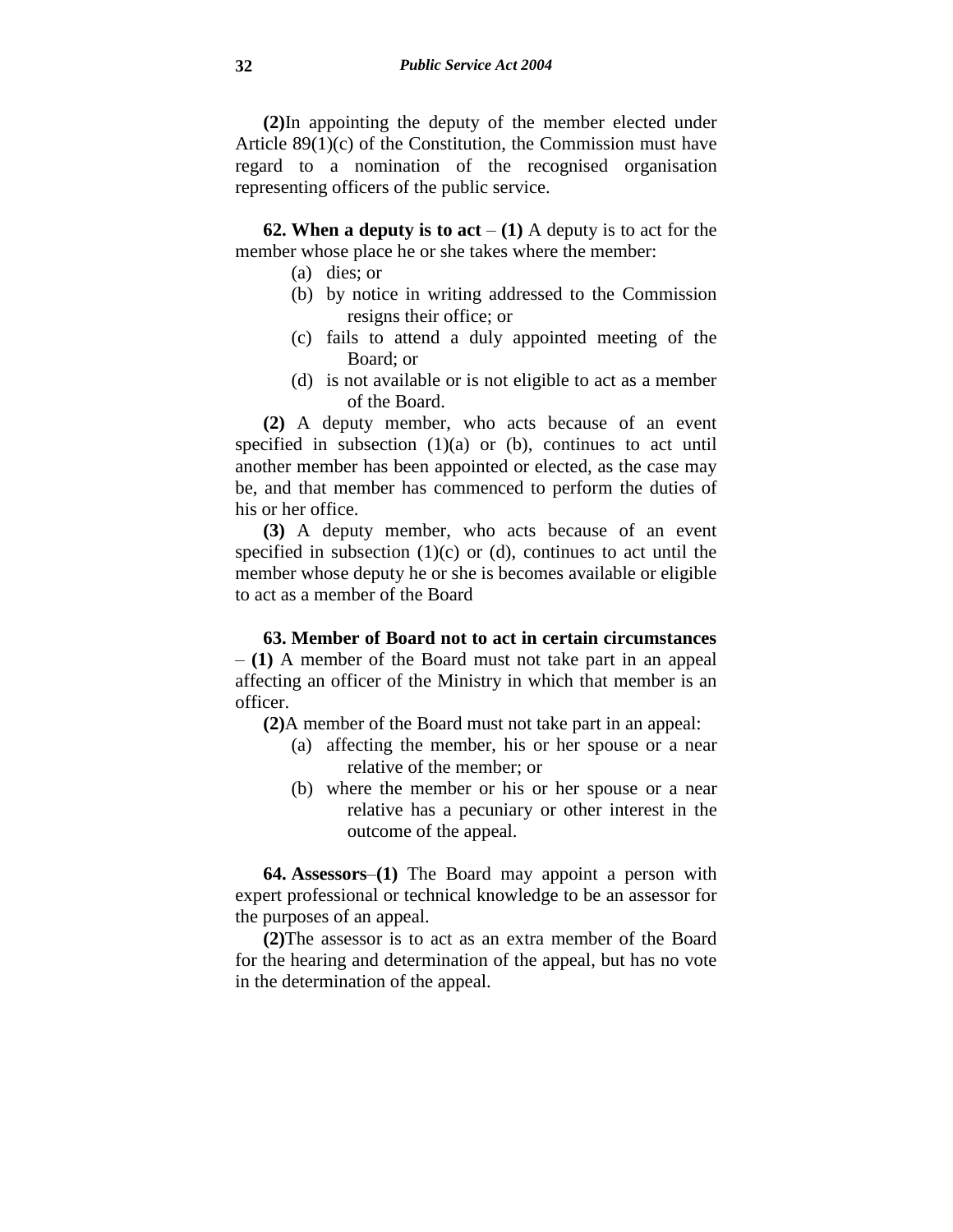**(2)** In appointing the deputy of the member elected under Article 89(1)(c) of the Constitution, the Commission must have regard to a nomination of the recognised organisation representing officers of the public service.

**62. When a deputy is to act** – **(1)** A deputy is to act for the member whose place he or she takes where the member:

- (a) dies; or
- (b) by notice in writing addressed to the Commission resigns their office; or
- (c) fails to attend a duly appointed meeting of the Board; or
- (d) is not available or is not eligible to act as a member of the Board.

**(2)** A deputy member, who acts because of an event specified in subsection (1)(a) or (b), continues to act until another member has been appointed or elected, as the case may be, and that member has commenced to perform the duties of his or her office.

**(3)** A deputy member, who acts because of an event specified in subsection (1)(c) or (d), continues to act until the member whose deputy he or she is becomes available or eligible to act as a member of the Board

**63. Member of Board not to act in certain circumstances** – **(1)** A member of the Board must not take part in an appeal affecting an officer of the Ministry in which that member is an officer.

**(2)** A member of the Board must not take part in an appeal:

- (a) affecting the member, his or her spouse or a near relative of the member; or
- (b) where the member or his or her spouse or a near relative has a pecuniary or other interest in the outcome of the appeal.

**64. Assessors**–**(1)** The Board may appoint a person with expert professional or technical knowledge to be an assessor for the purposes of an appeal.

**(2)** The assessor is to act as an extra member of the Board for the hearing and determination of the appeal, but has no vote in the determination of the appeal.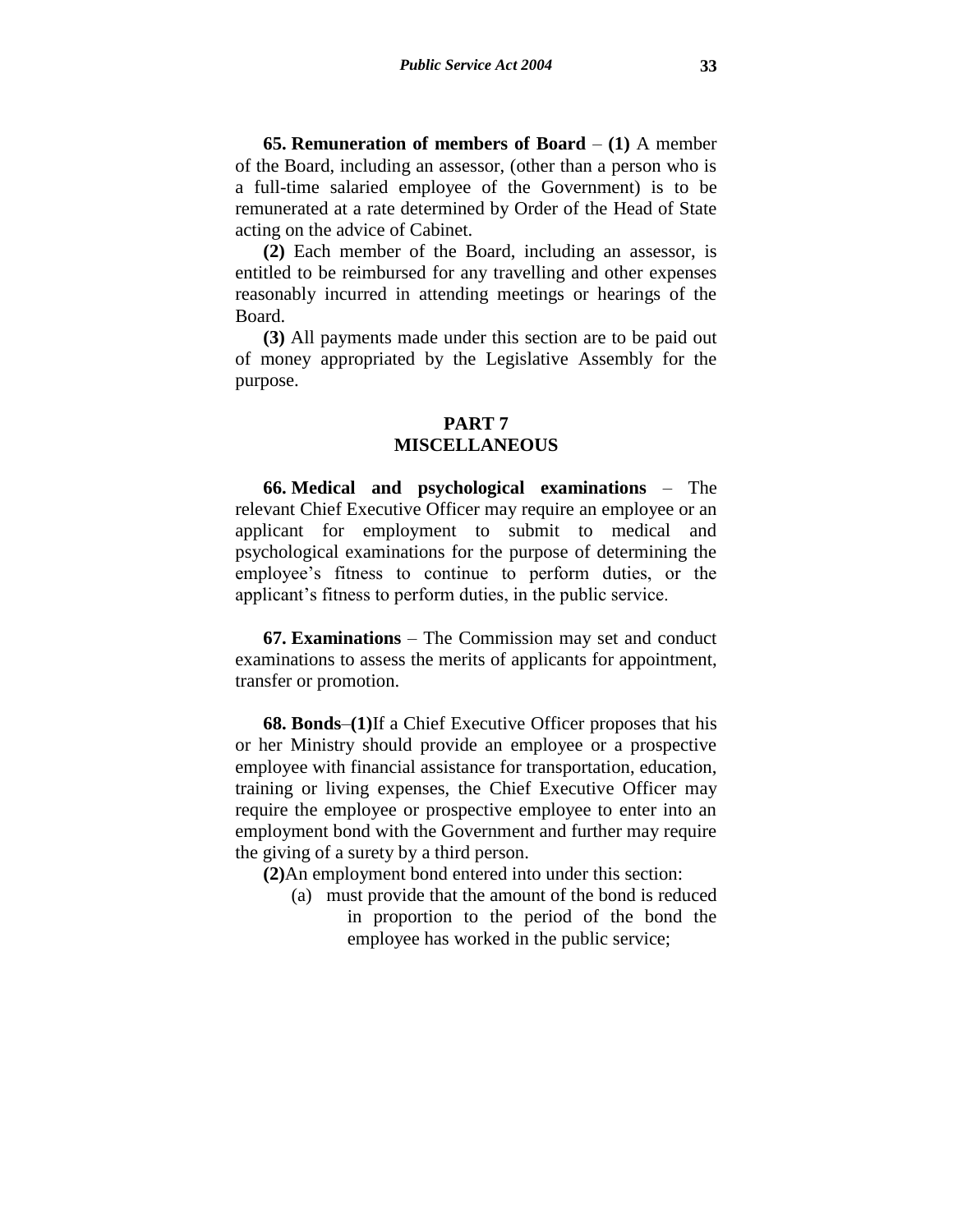**65. Remuneration of members of Board** – **(1)** A member of the Board, including an assessor, (other than a person who is a full-time salaried employee of the Government) is to be remunerated at a rate determined by Order of the Head of State acting on the advice of Cabinet.

**(2)** Each member of the Board, including an assessor, is entitled to be reimbursed for any travelling and other expenses reasonably incurred in attending meetings or hearings of the Board.

**(3)** All payments made under this section are to be paid out of money appropriated by the Legislative Assembly for the purpose.

## PART 7
## MISCELLANEOUS

**66. Medical and psychological examinations** – The relevant Chief Executive Officer may require an employee or an applicant for employment to submit to medical and psychological examinations for the purpose of determining the employee's fitness to continue to perform duties, or the applicant's fitness to perform duties, in the public service.

**67. Examinations** – The Commission may set and conduct examinations to assess the merits of applicants for appointment, transfer or promotion.

**68. Bonds**–**(1)**If a Chief Executive Officer proposes that his or her Ministry should provide an employee or a prospective employee with financial assistance for transportation, education, training or living expenses, the Chief Executive Officer may require the employee or prospective employee to enter into an employment bond with the Government and further may require the giving of a surety by a third person.

**(2)**An employment bond entered into under this section:

(a) must provide that the amount of the bond is reduced in proportion to the period of the bond the employee has worked in the public service;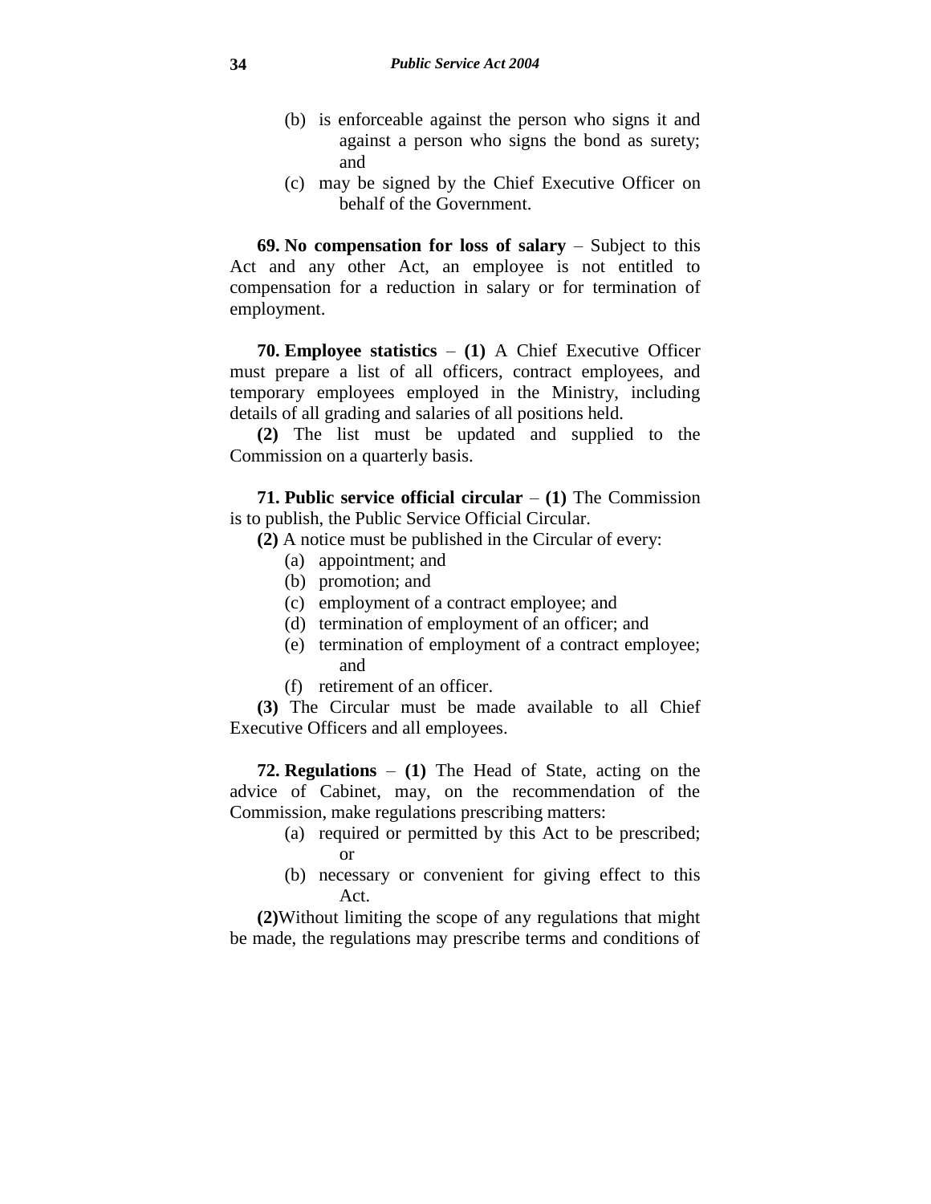(b) is enforceable against the person who signs it and against a person who signs the bond as surety; and

(c) may be signed by the Chief Executive Officer on behalf of the Government.

**69. No compensation for loss of salary** – Subject to this Act and any other Act, an employee is not entitled to compensation for a reduction in salary or for termination of employment.

**70. Employee statistics** – **(1)** A Chief Executive Officer must prepare a list of all officers, contract employees, and temporary employees employed in the Ministry, including details of all grading and salaries of all positions held.

**(2)** The list must be updated and supplied to the Commission on a quarterly basis.

**71. Public service official circular** – **(1)** The Commission is to publish, the Public Service Official Circular.

**(2)** A notice must be published in the Circular of every:

(a) appointment; and

(b) promotion; and

(c) employment of a contract employee; and

(d) termination of employment of an officer; and

(e) termination of employment of a contract employee; and

(f) retirement of an officer.

**(3)** The Circular must be made available to all Chief Executive Officers and all employees.

**72. Regulations** – **(1)** The Head of State, acting on the advice of Cabinet, may, on the recommendation of the Commission, make regulations prescribing matters:

(a) required or permitted by this Act to be prescribed; or

(b) necessary or convenient for giving effect to this Act.

**(2)**Without limiting the scope of any regulations that might be made, the regulations may prescribe terms and conditions of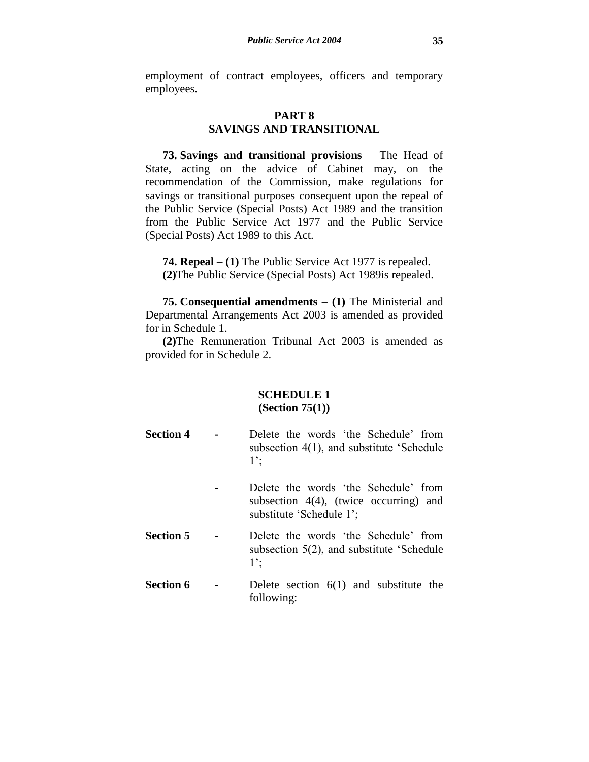employment of contract employees, officers and temporary employees.

## PART 8
## SAVINGS AND TRANSITIONAL

**73. Savings and transitional provisions** – The Head of State, acting on the advice of Cabinet may, on the recommendation of the Commission, make regulations for savings or transitional purposes consequent upon the repeal of the Public Service (Special Posts) Act 1989 and the transition from the Public Service Act 1977 and the Public Service (Special Posts) Act 1989 to this Act.

**74. Repeal – (1)** The Public Service Act 1977 is repealed.
**(2)**The Public Service (Special Posts) Act 1989is repealed.

**75. Consequential amendments – (1)** The Ministerial and Departmental Arrangements Act 2003 is amended as provided for in Schedule 1.
**(2)**The Remuneration Tribunal Act 2003 is amended as provided for in Schedule 2.

## SCHEDULE 1
### (Section 75(1))

| | | |
|---|---|---|
| **Section 4** | - | Delete the words 'the Schedule' from subsection 4(1), and substitute 'Schedule 1'; |
| | - | Delete the words 'the Schedule' from subsection 4(4), (twice occurring) and substitute 'Schedule 1'; |
| **Section 5** | - | Delete the words 'the Schedule' from subsection 5(2), and substitute 'Schedule 1'; |
| **Section 6** | - | Delete section 6(1) and substitute the following: |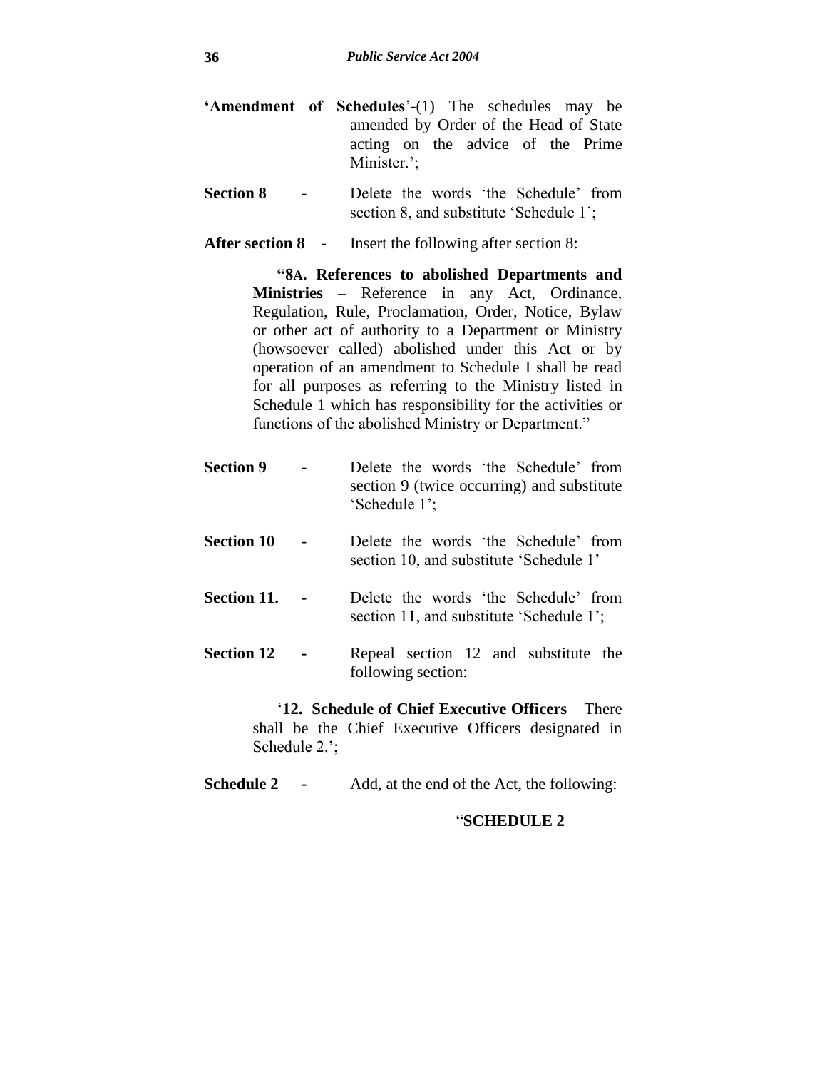**'Amendment of Schedules**'-(1) The schedules may be amended by Order of the Head of State acting on the advice of the Prime Minister.';

**Section 8** - Delete the words 'the Schedule' from section 8, and substitute 'Schedule 1';

**After section 8** - Insert the following after section 8:

> **"8A. References to abolished Departments and Ministries** – Reference in any Act, Ordinance, Regulation, Rule, Proclamation, Order, Notice, Bylaw or other act of authority to a Department or Ministry (howsoever called) abolished under this Act or by operation of an amendment to Schedule I shall be read for all purposes as referring to the Ministry listed in Schedule 1 which has responsibility for the activities or functions of the abolished Ministry or Department."

**Section 9** - Delete the words 'the Schedule' from section 9 (twice occurring) and substitute 'Schedule 1';

**Section 10** - Delete the words 'the Schedule' from section 10, and substitute 'Schedule 1'

**Section 11.** - Delete the words 'the Schedule' from section 11, and substitute 'Schedule 1';

**Section 12** - Repeal section 12 and substitute the following section:

> '**12. Schedule of Chief Executive Officers** – There shall be the Chief Executive Officers designated in Schedule 2.';

**Schedule 2** - Add, at the end of the Act, the following:

"**SCHEDULE 2**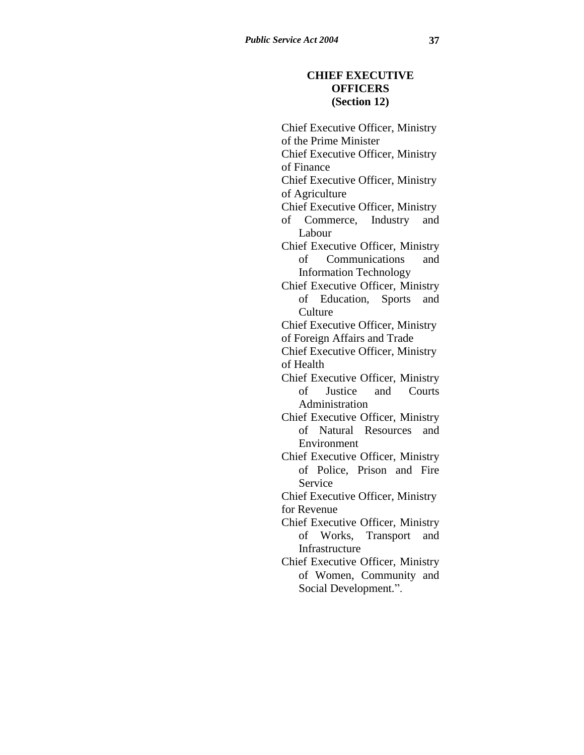**CHIEF EXECUTIVE OFFICERS**
**(Section 12)**

Chief Executive Officer, Ministry of the Prime Minister
Chief Executive Officer, Ministry of Finance
Chief Executive Officer, Ministry of Agriculture
Chief Executive Officer, Ministry of Commerce, Industry and Labour
Chief Executive Officer, Ministry of Communications and Information Technology
Chief Executive Officer, Ministry of Education, Sports and Culture
Chief Executive Officer, Ministry of Foreign Affairs and Trade
Chief Executive Officer, Ministry of Health
Chief Executive Officer, Ministry of Justice and Courts Administration
Chief Executive Officer, Ministry of Natural Resources and Environment
Chief Executive Officer, Ministry of Police, Prison and Fire Service
Chief Executive Officer, Ministry for Revenue
Chief Executive Officer, Ministry of Works, Transport and Infrastructure
Chief Executive Officer, Ministry of Women, Community and Social Development.”.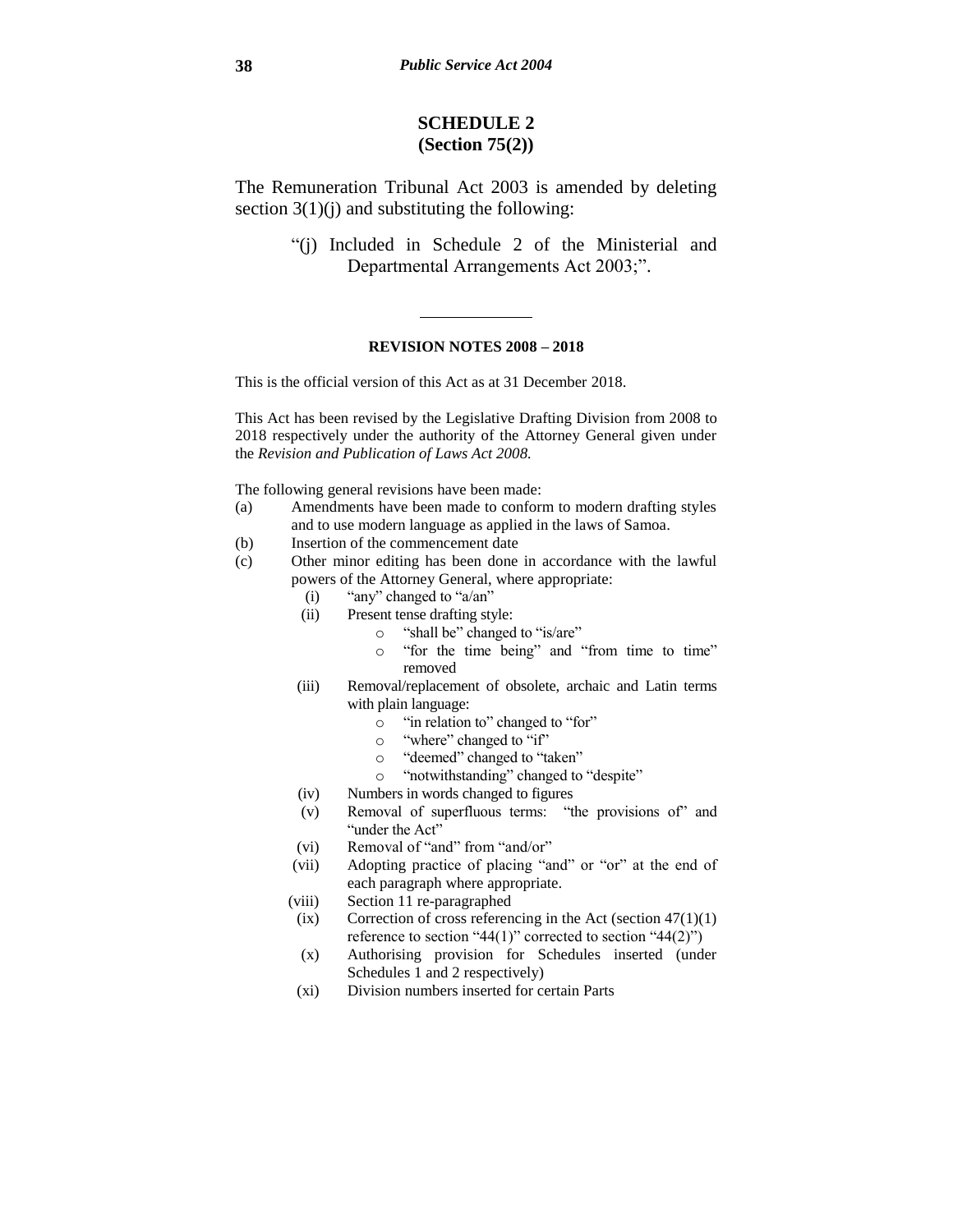## SCHEDULE 2
## (Section 75(2))

The Remuneration Tribunal Act 2003 is amended by deleting section 3(1)(j) and substituting the following:

> "(j) Included in Schedule 2 of the Ministerial and Departmental Arrangements Act 2003;".

---

**REVISION NOTES 2008 – 2018**

This is the official version of this Act as at 31 December 2018.

This Act has been revised by the Legislative Drafting Division from 2008 to 2018 respectively under the authority of the Attorney General given under the *Revision and Publication of Laws Act 2008.*

The following general revisions have been made:

(a) Amendments have been made to conform to modern drafting styles and to use modern language as applied in the laws of Samoa.

(b) Insertion of the commencement date

(c) Other minor editing has been done in accordance with the lawful powers of the Attorney General, where appropriate:
   - (i) "any" changed to "a/an"
   - (ii) Present tense drafting style:
     - "shall be" changed to "is/are"
     - "for the time being" and "from time to time" removed
   - (iii) Removal/replacement of obsolete, archaic and Latin terms with plain language:
     - "in relation to" changed to "for"
     - "where" changed to "if"
     - "deemed" changed to "taken"
     - "notwithstanding" changed to "despite"
   - (iv) Numbers in words changed to figures
   - (v) Removal of superfluous terms: "the provisions of" and "under the Act"
   - (vi) Removal of "and" from "and/or"
   - (vii) Adopting practice of placing "and" or "or" at the end of each paragraph where appropriate.
   - (viii) Section 11 re-paragraphed
   - (ix) Correction of cross referencing in the Act (section 47(1)(1) reference to section "44(1)" corrected to section "44(2)")
   - (x) Authorising provision for Schedules inserted (under Schedules 1 and 2 respectively)
   - (xi) Division numbers inserted for certain Parts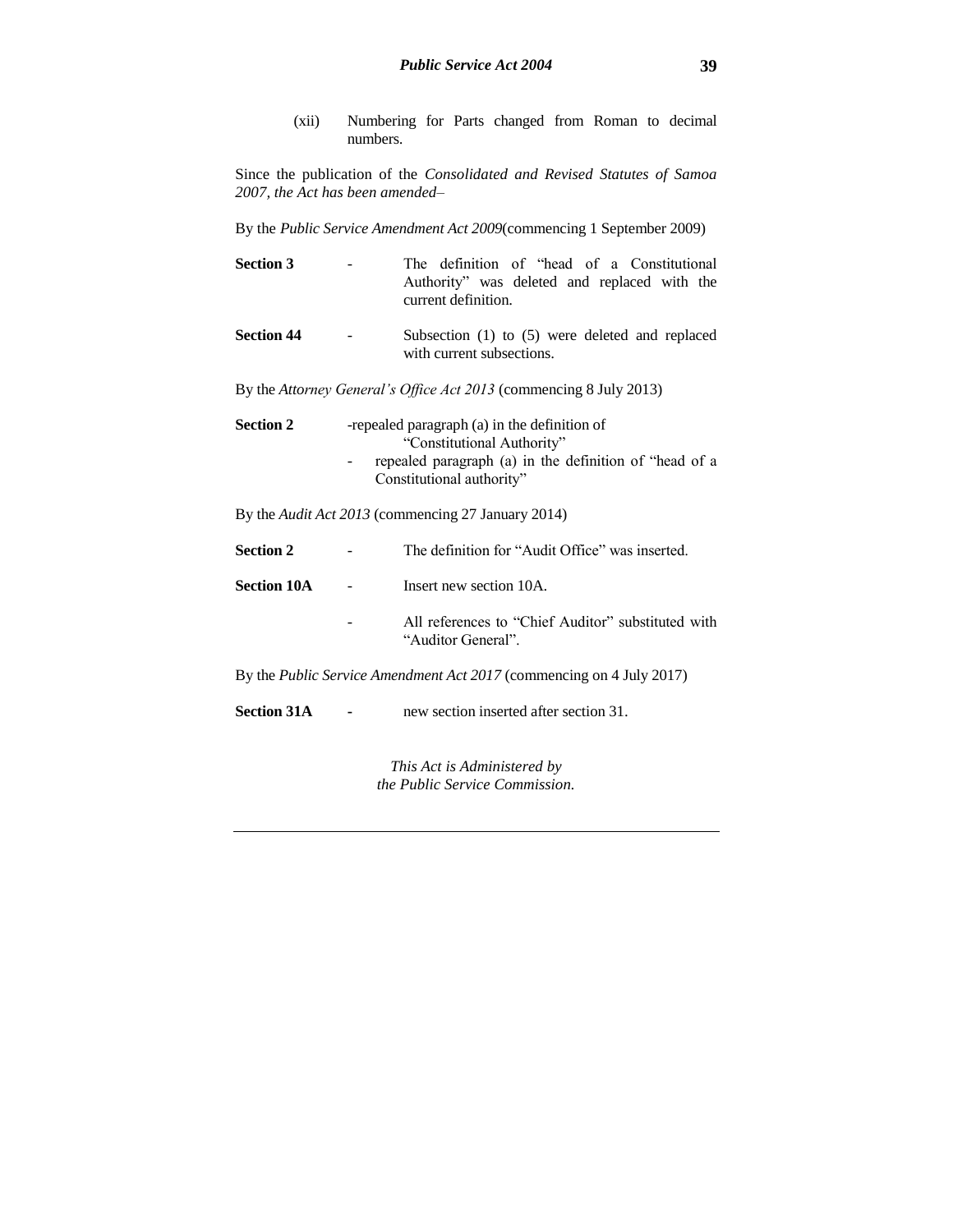(xii) Numbering for Parts changed from Roman to decimal numbers.

Since the publication of the *Consolidated and Revised Statutes of Samoa 2007, the Act has been amended–*

By the *Public Service Amendment Act 2009*(commencing 1 September 2009)

**Section 3** - The definition of "head of a Constitutional Authority" was deleted and replaced with the current definition.

**Section 44** - Subsection (1) to (5) were deleted and replaced with current subsections.

By the *Attorney General's Office Act 2013* (commencing 8 July 2013)

**Section 2** -repealed paragraph (a) in the definition of "Constitutional Authority"
- repealed paragraph (a) in the definition of "head of a Constitutional authority"

By the *Audit Act 2013* (commencing 27 January 2014)

**Section 2** - The definition for "Audit Office" was inserted.

**Section 10A** - Insert new section 10A.

- All references to "Chief Auditor" substituted with "Auditor General".

By the *Public Service Amendment Act 2017* (commencing on 4 July 2017)

**Section 31A** - new section inserted after section 31.

*This Act is Administered by the Public Service Commission.*